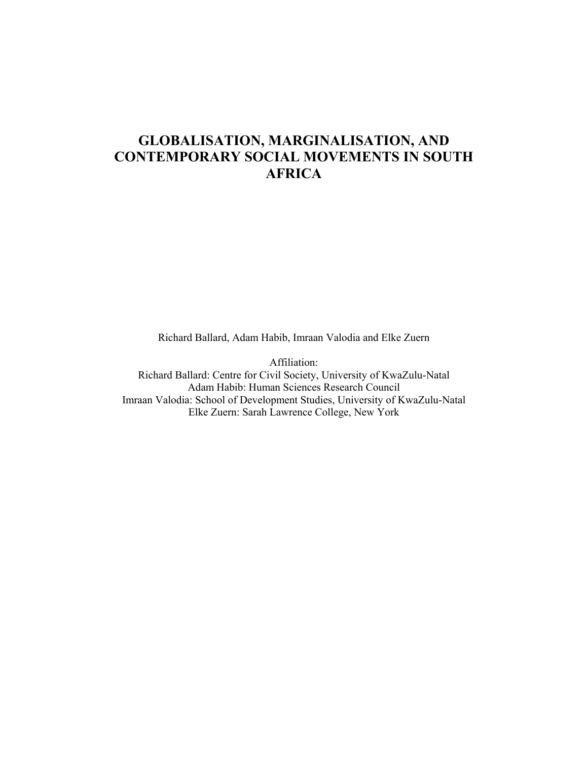# GLOBALISATION, MARGINALISATION, AND CONTEMPORARY SOCIAL MOVEMENTS IN SOUTH AFRICA

Richard Ballard, Adam Habib, Imraan Valodia and Elke Zuern

Affiliation:
Richard Ballard: Centre for Civil Society, University of KwaZulu-Natal
Adam Habib: Human Sciences Research Council
Imraan Valodia: School of Development Studies, University of KwaZulu-Natal
Elke Zuern: Sarah Lawrence College, New York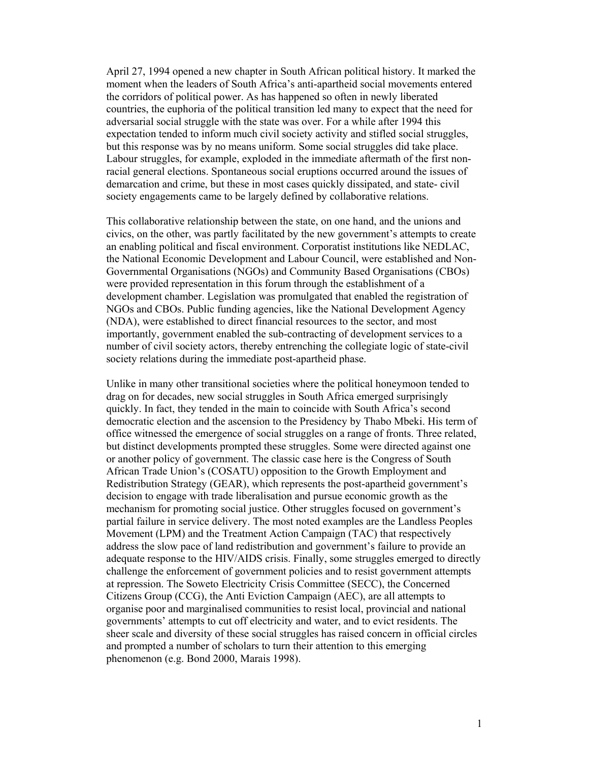April 27, 1994 opened a new chapter in South African political history. It marked the moment when the leaders of South Africa's anti-apartheid social movements entered the corridors of political power. As has happened so often in newly liberated countries, the euphoria of the political transition led many to expect that the need for adversarial social struggle with the state was over. For a while after 1994 this expectation tended to inform much civil society activity and stifled social struggles, but this response was by no means uniform. Some social struggles did take place. Labour struggles, for example, exploded in the immediate aftermath of the first non-racial general elections. Spontaneous social eruptions occurred around the issues of demarcation and crime, but these in most cases quickly dissipated, and state- civil society engagements came to be largely defined by collaborative relations.

This collaborative relationship between the state, on one hand, and the unions and civics, on the other, was partly facilitated by the new government's attempts to create an enabling political and fiscal environment. Corporatist institutions like NEDLAC, the National Economic Development and Labour Council, were established and Non-Governmental Organisations (NGOs) and Community Based Organisations (CBOs) were provided representation in this forum through the establishment of a development chamber. Legislation was promulgated that enabled the registration of NGOs and CBOs. Public funding agencies, like the National Development Agency (NDA), were established to direct financial resources to the sector, and most importantly, government enabled the sub-contracting of development services to a number of civil society actors, thereby entrenching the collegiate logic of state-civil society relations during the immediate post-apartheid phase.

Unlike in many other transitional societies where the political honeymoon tended to drag on for decades, new social struggles in South Africa emerged surprisingly quickly. In fact, they tended in the main to coincide with South Africa's second democratic election and the ascension to the Presidency by Thabo Mbeki. His term of office witnessed the emergence of social struggles on a range of fronts. Three related, but distinct developments prompted these struggles. Some were directed against one or another policy of government. The classic case here is the Congress of South African Trade Union's (COSATU) opposition to the Growth Employment and Redistribution Strategy (GEAR), which represents the post-apartheid government's decision to engage with trade liberalisation and pursue economic growth as the mechanism for promoting social justice. Other struggles focused on government's partial failure in service delivery. The most noted examples are the Landless Peoples Movement (LPM) and the Treatment Action Campaign (TAC) that respectively address the slow pace of land redistribution and government's failure to provide an adequate response to the HIV/AIDS crisis. Finally, some struggles emerged to directly challenge the enforcement of government policies and to resist government attempts at repression. The Soweto Electricity Crisis Committee (SECC), the Concerned Citizens Group (CCG), the Anti Eviction Campaign (AEC), are all attempts to organise poor and marginalised communities to resist local, provincial and national governments' attempts to cut off electricity and water, and to evict residents. The sheer scale and diversity of these social struggles has raised concern in official circles and prompted a number of scholars to turn their attention to this emerging phenomenon (e.g. Bond 2000, Marais 1998).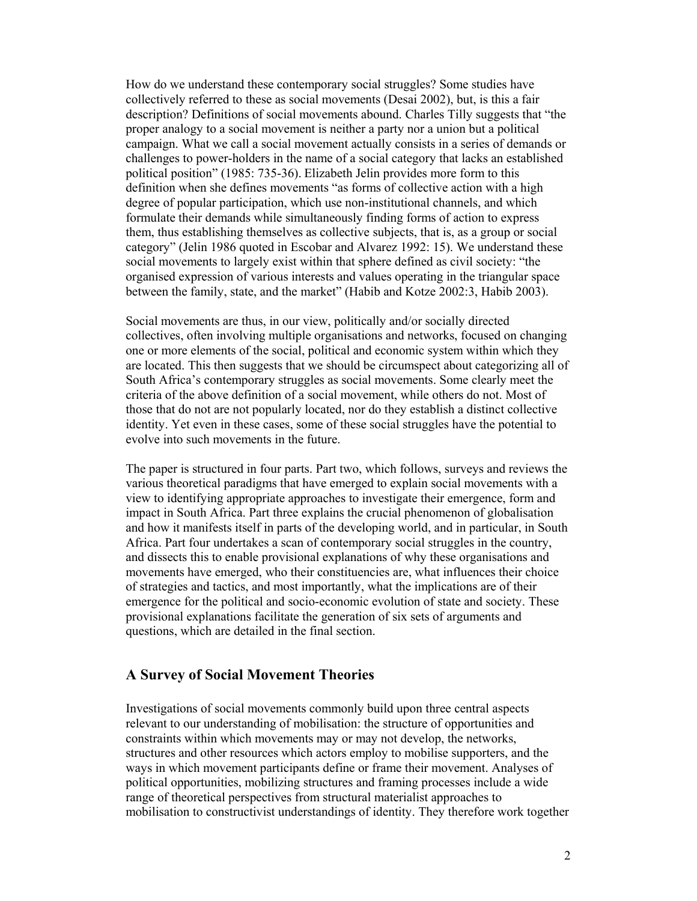How do we understand these contemporary social struggles? Some studies have collectively referred to these as social movements (Desai 2002), but, is this a fair description? Definitions of social movements abound. Charles Tilly suggests that "the proper analogy to a social movement is neither a party nor a union but a political campaign. What we call a social movement actually consists in a series of demands or challenges to power-holders in the name of a social category that lacks an established political position" (1985: 735-36). Elizabeth Jelin provides more form to this definition when she defines movements "as forms of collective action with a high degree of popular participation, which use non-institutional channels, and which formulate their demands while simultaneously finding forms of action to express them, thus establishing themselves as collective subjects, that is, as a group or social category" (Jelin 1986 quoted in Escobar and Alvarez 1992: 15). We understand these social movements to largely exist within that sphere defined as civil society: "the organised expression of various interests and values operating in the triangular space between the family, state, and the market" (Habib and Kotze 2002:3, Habib 2003).

Social movements are thus, in our view, politically and/or socially directed collectives, often involving multiple organisations and networks, focused on changing one or more elements of the social, political and economic system within which they are located. This then suggests that we should be circumspect about categorizing all of South Africa's contemporary struggles as social movements. Some clearly meet the criteria of the above definition of a social movement, while others do not. Most of those that do not are not popularly located, nor do they establish a distinct collective identity. Yet even in these cases, some of these social struggles have the potential to evolve into such movements in the future.

The paper is structured in four parts. Part two, which follows, surveys and reviews the various theoretical paradigms that have emerged to explain social movements with a view to identifying appropriate approaches to investigate their emergence, form and impact in South Africa. Part three explains the crucial phenomenon of globalisation and how it manifests itself in parts of the developing world, and in particular, in South Africa. Part four undertakes a scan of contemporary social struggles in the country, and dissects this to enable provisional explanations of why these organisations and movements have emerged, who their constituencies are, what influences their choice of strategies and tactics, and most importantly, what the implications are of their emergence for the political and socio-economic evolution of state and society. These provisional explanations facilitate the generation of six sets of arguments and questions, which are detailed in the final section.

## A Survey of Social Movement Theories

Investigations of social movements commonly build upon three central aspects relevant to our understanding of mobilisation: the structure of opportunities and constraints within which movements may or may not develop, the networks, structures and other resources which actors employ to mobilise supporters, and the ways in which movement participants define or frame their movement. Analyses of political opportunities, mobilizing structures and framing processes include a wide range of theoretical perspectives from structural materialist approaches to mobilisation to constructivist understandings of identity. They therefore work together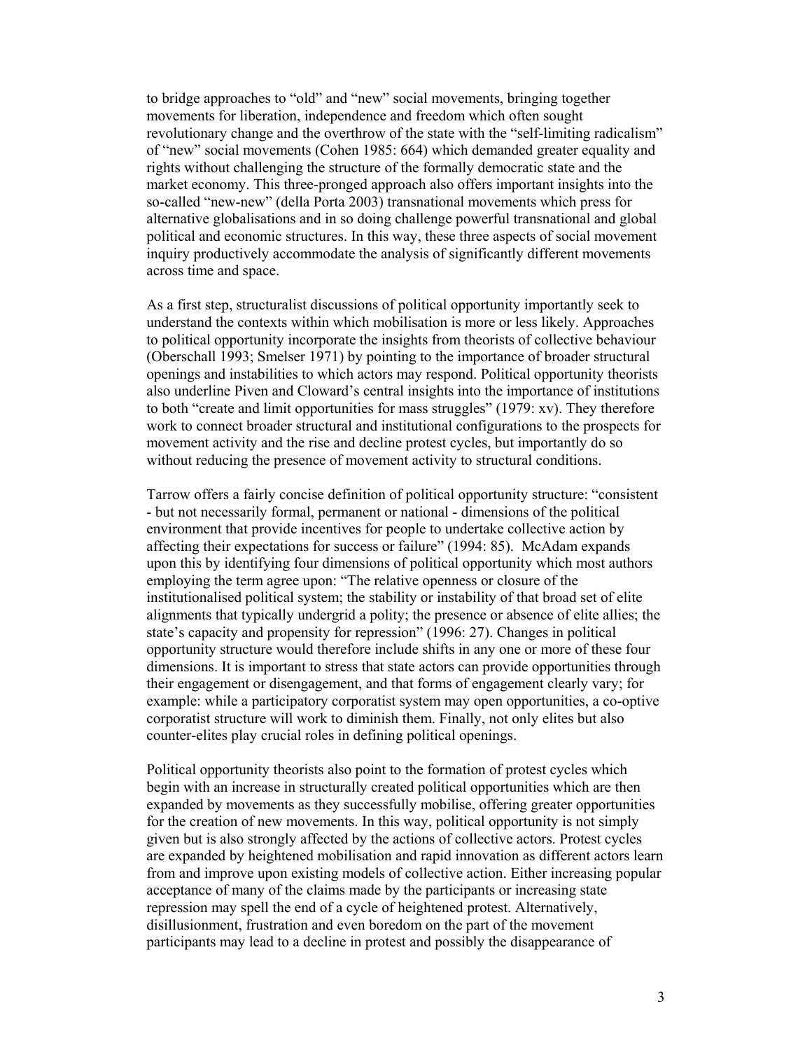to bridge approaches to "old" and "new" social movements, bringing together movements for liberation, independence and freedom which often sought revolutionary change and the overthrow of the state with the "self-limiting radicalism" of "new" social movements (Cohen 1985: 664) which demanded greater equality and rights without challenging the structure of the formally democratic state and the market economy. This three-pronged approach also offers important insights into the so-called "new-new" (della Porta 2003) transnational movements which press for alternative globalisations and in so doing challenge powerful transnational and global political and economic structures. In this way, these three aspects of social movement inquiry productively accommodate the analysis of significantly different movements across time and space.

As a first step, structuralist discussions of political opportunity importantly seek to understand the contexts within which mobilisation is more or less likely. Approaches to political opportunity incorporate the insights from theorists of collective behaviour (Oberschall 1993; Smelser 1971) by pointing to the importance of broader structural openings and instabilities to which actors may respond. Political opportunity theorists also underline Piven and Cloward's central insights into the importance of institutions to both "create and limit opportunities for mass struggles" (1979: xv). They therefore work to connect broader structural and institutional configurations to the prospects for movement activity and the rise and decline protest cycles, but importantly do so without reducing the presence of movement activity to structural conditions.

Tarrow offers a fairly concise definition of political opportunity structure: "consistent - but not necessarily formal, permanent or national - dimensions of the political environment that provide incentives for people to undertake collective action by affecting their expectations for success or failure" (1994: 85). McAdam expands upon this by identifying four dimensions of political opportunity which most authors employing the term agree upon: "The relative openness or closure of the institutionalised political system; the stability or instability of that broad set of elite alignments that typically undergrid a polity; the presence or absence of elite allies; the state's capacity and propensity for repression" (1996: 27). Changes in political opportunity structure would therefore include shifts in any one or more of these four dimensions. It is important to stress that state actors can provide opportunities through their engagement or disengagement, and that forms of engagement clearly vary; for example: while a participatory corporatist system may open opportunities, a co-optive corporatist structure will work to diminish them. Finally, not only elites but also counter-elites play crucial roles in defining political openings.

Political opportunity theorists also point to the formation of protest cycles which begin with an increase in structurally created political opportunities which are then expanded by movements as they successfully mobilise, offering greater opportunities for the creation of new movements. In this way, political opportunity is not simply given but is also strongly affected by the actions of collective actors. Protest cycles are expanded by heightened mobilisation and rapid innovation as different actors learn from and improve upon existing models of collective action. Either increasing popular acceptance of many of the claims made by the participants or increasing state repression may spell the end of a cycle of heightened protest. Alternatively, disillusionment, frustration and even boredom on the part of the movement participants may lead to a decline in protest and possibly the disappearance of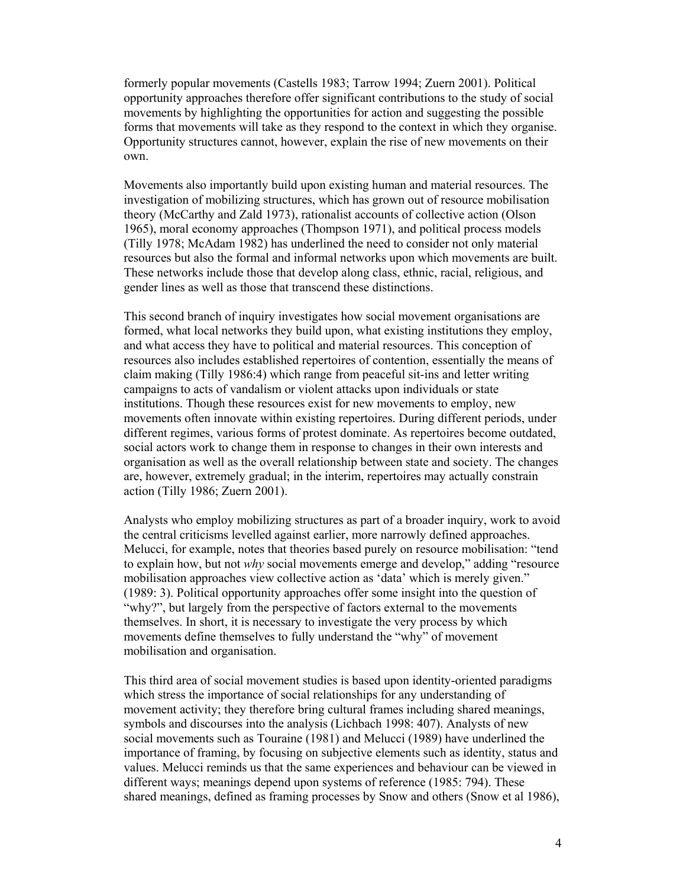formerly popular movements (Castells 1983; Tarrow 1994; Zuern 2001). Political opportunity approaches therefore offer significant contributions to the study of social movements by highlighting the opportunities for action and suggesting the possible forms that movements will take as they respond to the context in which they organise. Opportunity structures cannot, however, explain the rise of new movements on their own.

Movements also importantly build upon existing human and material resources. The investigation of mobilizing structures, which has grown out of resource mobilisation theory (McCarthy and Zald 1973), rationalist accounts of collective action (Olson 1965), moral economy approaches (Thompson 1971), and political process models (Tilly 1978; McAdam 1982) has underlined the need to consider not only material resources but also the formal and informal networks upon which movements are built. These networks include those that develop along class, ethnic, racial, religious, and gender lines as well as those that transcend these distinctions.

This second branch of inquiry investigates how social movement organisations are formed, what local networks they build upon, what existing institutions they employ, and what access they have to political and material resources. This conception of resources also includes established repertoires of contention, essentially the means of claim making (Tilly 1986:4) which range from peaceful sit-ins and letter writing campaigns to acts of vandalism or violent attacks upon individuals or state institutions. Though these resources exist for new movements to employ, new movements often innovate within existing repertoires. During different periods, under different regimes, various forms of protest dominate. As repertoires become outdated, social actors work to change them in response to changes in their own interests and organisation as well as the overall relationship between state and society. The changes are, however, extremely gradual; in the interim, repertoires may actually constrain action (Tilly 1986; Zuern 2001).

Analysts who employ mobilizing structures as part of a broader inquiry, work to avoid the central criticisms levelled against earlier, more narrowly defined approaches. Melucci, for example, notes that theories based purely on resource mobilisation: "tend to explain how, but not *why* social movements emerge and develop," adding "resource mobilisation approaches view collective action as 'data' which is merely given." (1989: 3). Political opportunity approaches offer some insight into the question of "why?", but largely from the perspective of factors external to the movements themselves. In short, it is necessary to investigate the very process by which movements define themselves to fully understand the "why" of movement mobilisation and organisation.

This third area of social movement studies is based upon identity-oriented paradigms which stress the importance of social relationships for any understanding of movement activity; they therefore bring cultural frames including shared meanings, symbols and discourses into the analysis (Lichbach 1998: 407). Analysts of new social movements such as Touraine (1981) and Melucci (1989) have underlined the importance of framing, by focusing on subjective elements such as identity, status and values. Melucci reminds us that the same experiences and behaviour can be viewed in different ways; meanings depend upon systems of reference (1985: 794). These shared meanings, defined as framing processes by Snow and others (Snow et al 1986),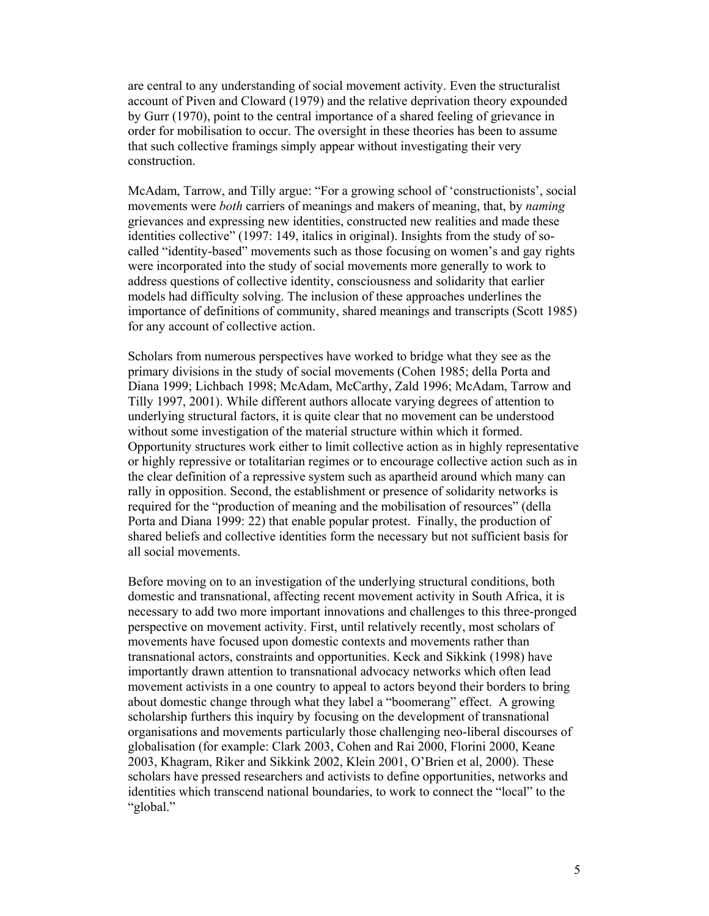are central to any understanding of social movement activity. Even the structuralist account of Piven and Cloward (1979) and the relative deprivation theory expounded by Gurr (1970), point to the central importance of a shared feeling of grievance in order for mobilisation to occur. The oversight in these theories has been to assume that such collective framings simply appear without investigating their very construction.

McAdam, Tarrow, and Tilly argue: "For a growing school of 'constructionists', social movements were *both* carriers of meanings and makers of meaning, that, by *naming* grievances and expressing new identities, constructed new realities and made these identities collective" (1997: 149, italics in original). Insights from the study of so-called "identity-based" movements such as those focusing on women's and gay rights were incorporated into the study of social movements more generally to work to address questions of collective identity, consciousness and solidarity that earlier models had difficulty solving. The inclusion of these approaches underlines the importance of definitions of community, shared meanings and transcripts (Scott 1985) for any account of collective action.

Scholars from numerous perspectives have worked to bridge what they see as the primary divisions in the study of social movements (Cohen 1985; della Porta and Diana 1999; Lichbach 1998; McAdam, McCarthy, Zald 1996; McAdam, Tarrow and Tilly 1997, 2001). While different authors allocate varying degrees of attention to underlying structural factors, it is quite clear that no movement can be understood without some investigation of the material structure within which it formed. Opportunity structures work either to limit collective action as in highly representative or highly repressive or totalitarian regimes or to encourage collective action such as in the clear definition of a repressive system such as apartheid around which many can rally in opposition. Second, the establishment or presence of solidarity networks is required for the "production of meaning and the mobilisation of resources" (della Porta and Diana 1999: 22) that enable popular protest. Finally, the production of shared beliefs and collective identities form the necessary but not sufficient basis for all social movements.

Before moving on to an investigation of the underlying structural conditions, both domestic and transnational, affecting recent movement activity in South Africa, it is necessary to add two more important innovations and challenges to this three-pronged perspective on movement activity. First, until relatively recently, most scholars of movements have focused upon domestic contexts and movements rather than transnational actors, constraints and opportunities. Keck and Sikkink (1998) have importantly drawn attention to transnational advocacy networks which often lead movement activists in a one country to appeal to actors beyond their borders to bring about domestic change through what they label a "boomerang" effect. A growing scholarship furthers this inquiry by focusing on the development of transnational organisations and movements particularly those challenging neo-liberal discourses of globalisation (for example: Clark 2003, Cohen and Rai 2000, Florini 2000, Keane 2003, Khagram, Riker and Sikkink 2002, Klein 2001, O'Brien et al, 2000). These scholars have pressed researchers and activists to define opportunities, networks and identities which transcend national boundaries, to work to connect the "local" to the "global."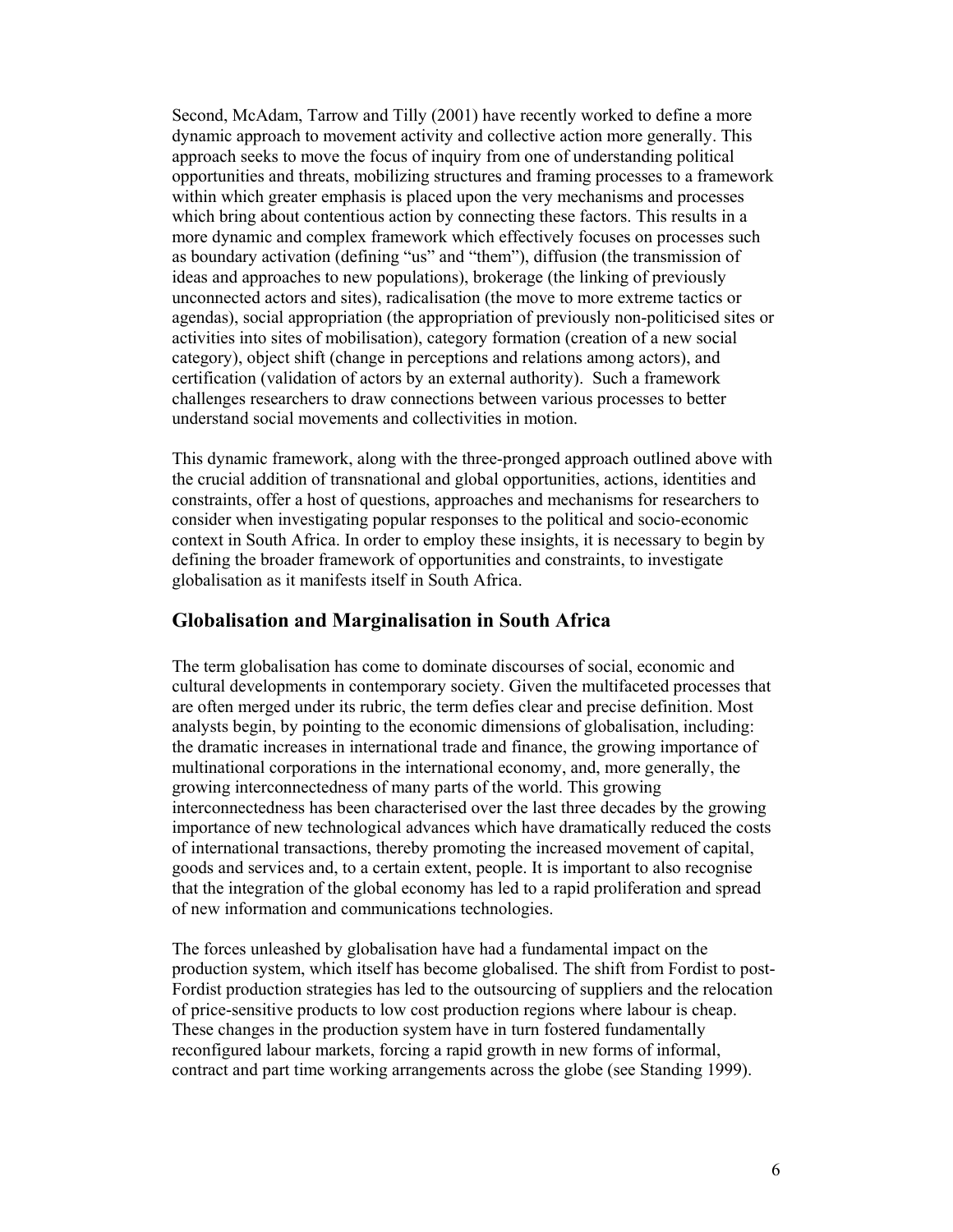Second, McAdam, Tarrow and Tilly (2001) have recently worked to define a more dynamic approach to movement activity and collective action more generally. This approach seeks to move the focus of inquiry from one of understanding political opportunities and threats, mobilizing structures and framing processes to a framework within which greater emphasis is placed upon the very mechanisms and processes which bring about contentious action by connecting these factors. This results in a more dynamic and complex framework which effectively focuses on processes such as boundary activation (defining "us" and "them"), diffusion (the transmission of ideas and approaches to new populations), brokerage (the linking of previously unconnected actors and sites), radicalisation (the move to more extreme tactics or agendas), social appropriation (the appropriation of previously non-politicised sites or activities into sites of mobilisation), category formation (creation of a new social category), object shift (change in perceptions and relations among actors), and certification (validation of actors by an external authority). Such a framework challenges researchers to draw connections between various processes to better understand social movements and collectivities in motion.

This dynamic framework, along with the three-pronged approach outlined above with the crucial addition of transnational and global opportunities, actions, identities and constraints, offer a host of questions, approaches and mechanisms for researchers to consider when investigating popular responses to the political and socio-economic context in South Africa. In order to employ these insights, it is necessary to begin by defining the broader framework of opportunities and constraints, to investigate globalisation as it manifests itself in South Africa.

## Globalisation and Marginalisation in South Africa

The term globalisation has come to dominate discourses of social, economic and cultural developments in contemporary society. Given the multifaceted processes that are often merged under its rubric, the term defies clear and precise definition. Most analysts begin, by pointing to the economic dimensions of globalisation, including: the dramatic increases in international trade and finance, the growing importance of multinational corporations in the international economy, and, more generally, the growing interconnectedness of many parts of the world. This growing interconnectedness has been characterised over the last three decades by the growing importance of new technological advances which have dramatically reduced the costs of international transactions, thereby promoting the increased movement of capital, goods and services and, to a certain extent, people. It is important to also recognise that the integration of the global economy has led to a rapid proliferation and spread of new information and communications technologies.

The forces unleashed by globalisation have had a fundamental impact on the production system, which itself has become globalised. The shift from Fordist to post-Fordist production strategies has led to the outsourcing of suppliers and the relocation of price-sensitive products to low cost production regions where labour is cheap. These changes in the production system have in turn fostered fundamentally reconfigured labour markets, forcing a rapid growth in new forms of informal, contract and part time working arrangements across the globe (see Standing 1999).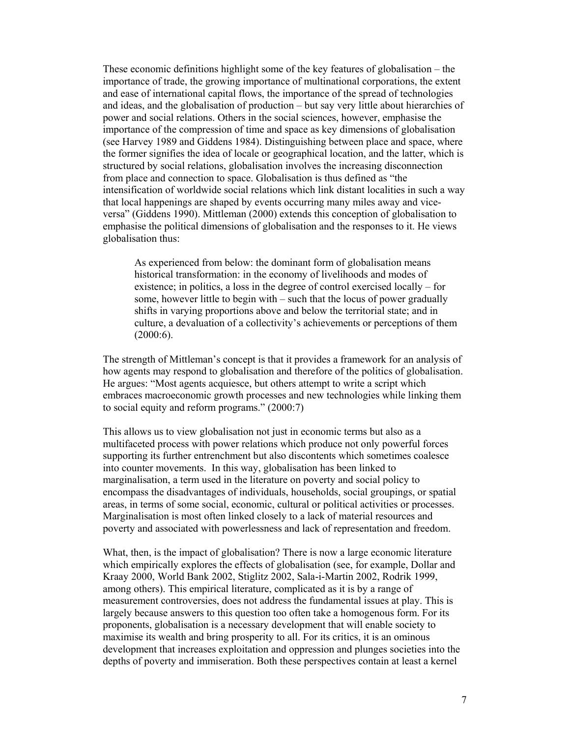These economic definitions highlight some of the key features of globalisation – the importance of trade, the growing importance of multinational corporations, the extent and ease of international capital flows, the importance of the spread of technologies and ideas, and the globalisation of production – but say very little about hierarchies of power and social relations. Others in the social sciences, however, emphasise the importance of the compression of time and space as key dimensions of globalisation (see Harvey 1989 and Giddens 1984). Distinguishing between place and space, where the former signifies the idea of locale or geographical location, and the latter, which is structured by social relations, globalisation involves the increasing disconnection from place and connection to space. Globalisation is thus defined as "the intensification of worldwide social relations which link distant localities in such a way that local happenings are shaped by events occurring many miles away and vice-versa" (Giddens 1990). Mittleman (2000) extends this conception of globalisation to emphasise the political dimensions of globalisation and the responses to it. He views globalisation thus:

> As experienced from below: the dominant form of globalisation means historical transformation: in the economy of livelihoods and modes of existence; in politics, a loss in the degree of control exercised locally – for some, however little to begin with – such that the locus of power gradually shifts in varying proportions above and below the territorial state; and in culture, a devaluation of a collectivity's achievements or perceptions of them (2000:6).

The strength of Mittleman's concept is that it provides a framework for an analysis of how agents may respond to globalisation and therefore of the politics of globalisation. He argues: "Most agents acquiesce, but others attempt to write a script which embraces macroeconomic growth processes and new technologies while linking them to social equity and reform programs." (2000:7)

This allows us to view globalisation not just in economic terms but also as a multifaceted process with power relations which produce not only powerful forces supporting its further entrenchment but also discontents which sometimes coalesce into counter movements. In this way, globalisation has been linked to marginalisation, a term used in the literature on poverty and social policy to encompass the disadvantages of individuals, households, social groupings, or spatial areas, in terms of some social, economic, cultural or political activities or processes. Marginalisation is most often linked closely to a lack of material resources and poverty and associated with powerlessness and lack of representation and freedom.

What, then, is the impact of globalisation? There is now a large economic literature which empirically explores the effects of globalisation (see, for example, Dollar and Kraay 2000, World Bank 2002, Stiglitz 2002, Sala-i-Martin 2002, Rodrik 1999, among others). This empirical literature, complicated as it is by a range of measurement controversies, does not address the fundamental issues at play. This is largely because answers to this question too often take a homogenous form. For its proponents, globalisation is a necessary development that will enable society to maximise its wealth and bring prosperity to all. For its critics, it is an ominous development that increases exploitation and oppression and plunges societies into the depths of poverty and immiseration. Both these perspectives contain at least a kernel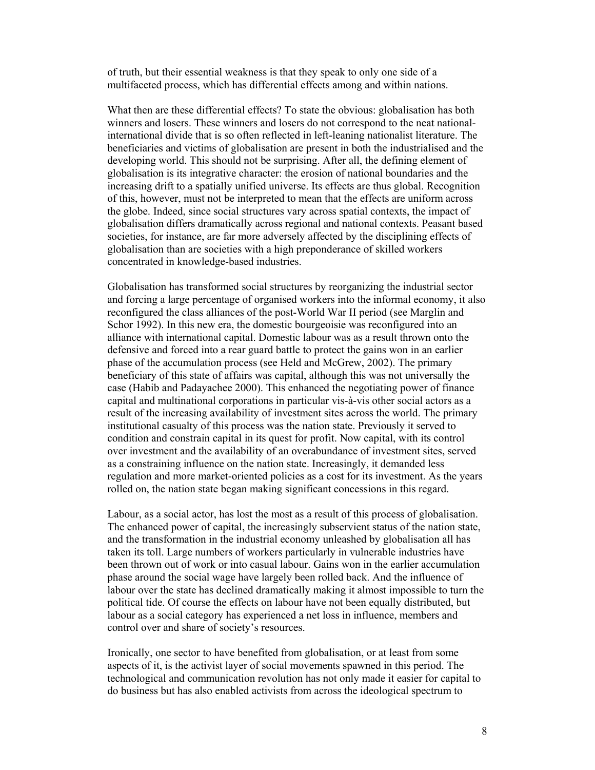of truth, but their essential weakness is that they speak to only one side of a multifaceted process, which has differential effects among and within nations.

What then are these differential effects? To state the obvious: globalisation has both winners and losers. These winners and losers do not correspond to the neat national-international divide that is so often reflected in left-leaning nationalist literature. The beneficiaries and victims of globalisation are present in both the industrialised and the developing world. This should not be surprising. After all, the defining element of globalisation is its integrative character: the erosion of national boundaries and the increasing drift to a spatially unified universe. Its effects are thus global. Recognition of this, however, must not be interpreted to mean that the effects are uniform across the globe. Indeed, since social structures vary across spatial contexts, the impact of globalisation differs dramatically across regional and national contexts. Peasant based societies, for instance, are far more adversely affected by the disciplining effects of globalisation than are societies with a high preponderance of skilled workers concentrated in knowledge-based industries.

Globalisation has transformed social structures by reorganizing the industrial sector and forcing a large percentage of organised workers into the informal economy, it also reconfigured the class alliances of the post-World War II period (see Marglin and Schor 1992). In this new era, the domestic bourgeoisie was reconfigured into an alliance with international capital. Domestic labour was as a result thrown onto the defensive and forced into a rear guard battle to protect the gains won in an earlier phase of the accumulation process (see Held and McGrew, 2002). The primary beneficiary of this state of affairs was capital, although this was not universally the case (Habib and Padayachee 2000). This enhanced the negotiating power of finance capital and multinational corporations in particular vis-à-vis other social actors as a result of the increasing availability of investment sites across the world. The primary institutional casualty of this process was the nation state. Previously it served to condition and constrain capital in its quest for profit. Now capital, with its control over investment and the availability of an overabundance of investment sites, served as a constraining influence on the nation state. Increasingly, it demanded less regulation and more market-oriented policies as a cost for its investment. As the years rolled on, the nation state began making significant concessions in this regard.

Labour, as a social actor, has lost the most as a result of this process of globalisation. The enhanced power of capital, the increasingly subservient status of the nation state, and the transformation in the industrial economy unleashed by globalisation all has taken its toll. Large numbers of workers particularly in vulnerable industries have been thrown out of work or into casual labour. Gains won in the earlier accumulation phase around the social wage have largely been rolled back. And the influence of labour over the state has declined dramatically making it almost impossible to turn the political tide. Of course the effects on labour have not been equally distributed, but labour as a social category has experienced a net loss in influence, members and control over and share of society's resources.

Ironically, one sector to have benefited from globalisation, or at least from some aspects of it, is the activist layer of social movements spawned in this period. The technological and communication revolution has not only made it easier for capital to do business but has also enabled activists from across the ideological spectrum to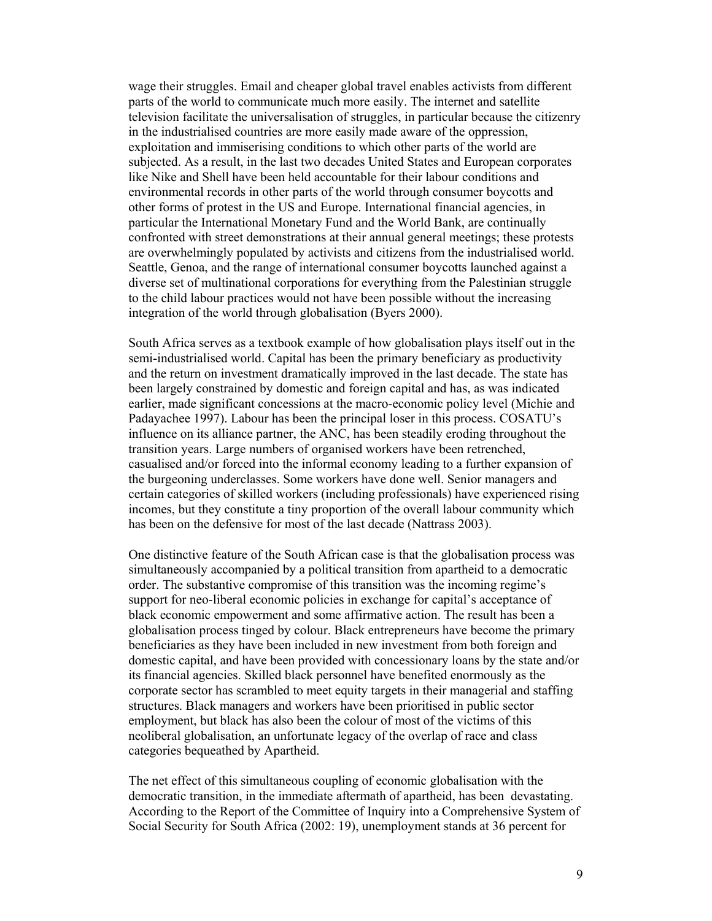wage their struggles. Email and cheaper global travel enables activists from different parts of the world to communicate much more easily. The internet and satellite television facilitate the universalisation of struggles, in particular because the citizenry in the industrialised countries are more easily made aware of the oppression, exploitation and immiserising conditions to which other parts of the world are subjected. As a result, in the last two decades United States and European corporates like Nike and Shell have been held accountable for their labour conditions and environmental records in other parts of the world through consumer boycotts and other forms of protest in the US and Europe. International financial agencies, in particular the International Monetary Fund and the World Bank, are continually confronted with street demonstrations at their annual general meetings; these protests are overwhelmingly populated by activists and citizens from the industrialised world. Seattle, Genoa, and the range of international consumer boycotts launched against a diverse set of multinational corporations for everything from the Palestinian struggle to the child labour practices would not have been possible without the increasing integration of the world through globalisation (Byers 2000).

South Africa serves as a textbook example of how globalisation plays itself out in the semi-industrialised world. Capital has been the primary beneficiary as productivity and the return on investment dramatically improved in the last decade. The state has been largely constrained by domestic and foreign capital and has, as was indicated earlier, made significant concessions at the macro-economic policy level (Michie and Padayachee 1997). Labour has been the principal loser in this process. COSATU's influence on its alliance partner, the ANC, has been steadily eroding throughout the transition years. Large numbers of organised workers have been retrenched, casualised and/or forced into the informal economy leading to a further expansion of the burgeoning underclasses. Some workers have done well. Senior managers and certain categories of skilled workers (including professionals) have experienced rising incomes, but they constitute a tiny proportion of the overall labour community which has been on the defensive for most of the last decade (Nattrass 2003).

One distinctive feature of the South African case is that the globalisation process was simultaneously accompanied by a political transition from apartheid to a democratic order. The substantive compromise of this transition was the incoming regime's support for neo-liberal economic policies in exchange for capital's acceptance of black economic empowerment and some affirmative action. The result has been a globalisation process tinged by colour. Black entrepreneurs have become the primary beneficiaries as they have been included in new investment from both foreign and domestic capital, and have been provided with concessionary loans by the state and/or its financial agencies. Skilled black personnel have benefited enormously as the corporate sector has scrambled to meet equity targets in their managerial and staffing structures. Black managers and workers have been prioritised in public sector employment, but black has also been the colour of most of the victims of this neoliberal globalisation, an unfortunate legacy of the overlap of race and class categories bequeathed by Apartheid.

The net effect of this simultaneous coupling of economic globalisation with the democratic transition, in the immediate aftermath of apartheid, has been devastating. According to the Report of the Committee of Inquiry into a Comprehensive System of Social Security for South Africa (2002: 19), unemployment stands at 36 percent for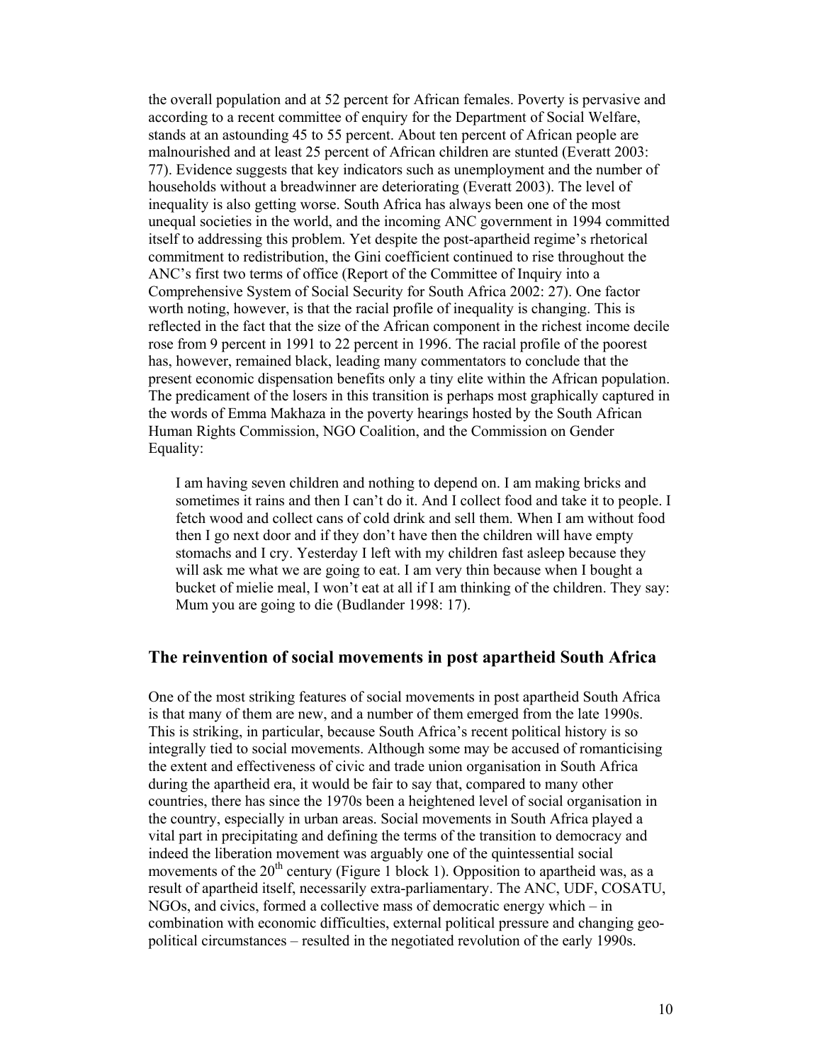the overall population and at 52 percent for African females. Poverty is pervasive and according to a recent committee of enquiry for the Department of Social Welfare, stands at an astounding 45 to 55 percent. About ten percent of African people are malnourished and at least 25 percent of African children are stunted (Everatt 2003: 77). Evidence suggests that key indicators such as unemployment and the number of households without a breadwinner are deteriorating (Everatt 2003). The level of inequality is also getting worse. South Africa has always been one of the most unequal societies in the world, and the incoming ANC government in 1994 committed itself to addressing this problem. Yet despite the post-apartheid regime's rhetorical commitment to redistribution, the Gini coefficient continued to rise throughout the ANC's first two terms of office (Report of the Committee of Inquiry into a Comprehensive System of Social Security for South Africa 2002: 27). One factor worth noting, however, is that the racial profile of inequality is changing. This is reflected in the fact that the size of the African component in the richest income decile rose from 9 percent in 1991 to 22 percent in 1996. The racial profile of the poorest has, however, remained black, leading many commentators to conclude that the present economic dispensation benefits only a tiny elite within the African population. The predicament of the losers in this transition is perhaps most graphically captured in the words of Emma Makhaza in the poverty hearings hosted by the South African Human Rights Commission, NGO Coalition, and the Commission on Gender Equality:

> I am having seven children and nothing to depend on. I am making bricks and sometimes it rains and then I can't do it. And I collect food and take it to people. I fetch wood and collect cans of cold drink and sell them. When I am without food then I go next door and if they don't have then the children will have empty stomachs and I cry. Yesterday I left with my children fast asleep because they will ask me what we are going to eat. I am very thin because when I bought a bucket of mielie meal, I won't eat at all if I am thinking of the children. They say: Mum you are going to die (Budlander 1998: 17).

## The reinvention of social movements in post apartheid South Africa

One of the most striking features of social movements in post apartheid South Africa is that many of them are new, and a number of them emerged from the late 1990s. This is striking, in particular, because South Africa's recent political history is so integrally tied to social movements. Although some may be accused of romanticising the extent and effectiveness of civic and trade union organisation in South Africa during the apartheid era, it would be fair to say that, compared to many other countries, there has since the 1970s been a heightened level of social organisation in the country, especially in urban areas. Social movements in South Africa played a vital part in precipitating and defining the terms of the transition to democracy and indeed the liberation movement was arguably one of the quintessential social movements of the 20th century (Figure 1 block 1). Opposition to apartheid was, as a result of apartheid itself, necessarily extra-parliamentary. The ANC, UDF, COSATU, NGOs, and civics, formed a collective mass of democratic energy which – in combination with economic difficulties, external political pressure and changing geo-political circumstances – resulted in the negotiated revolution of the early 1990s.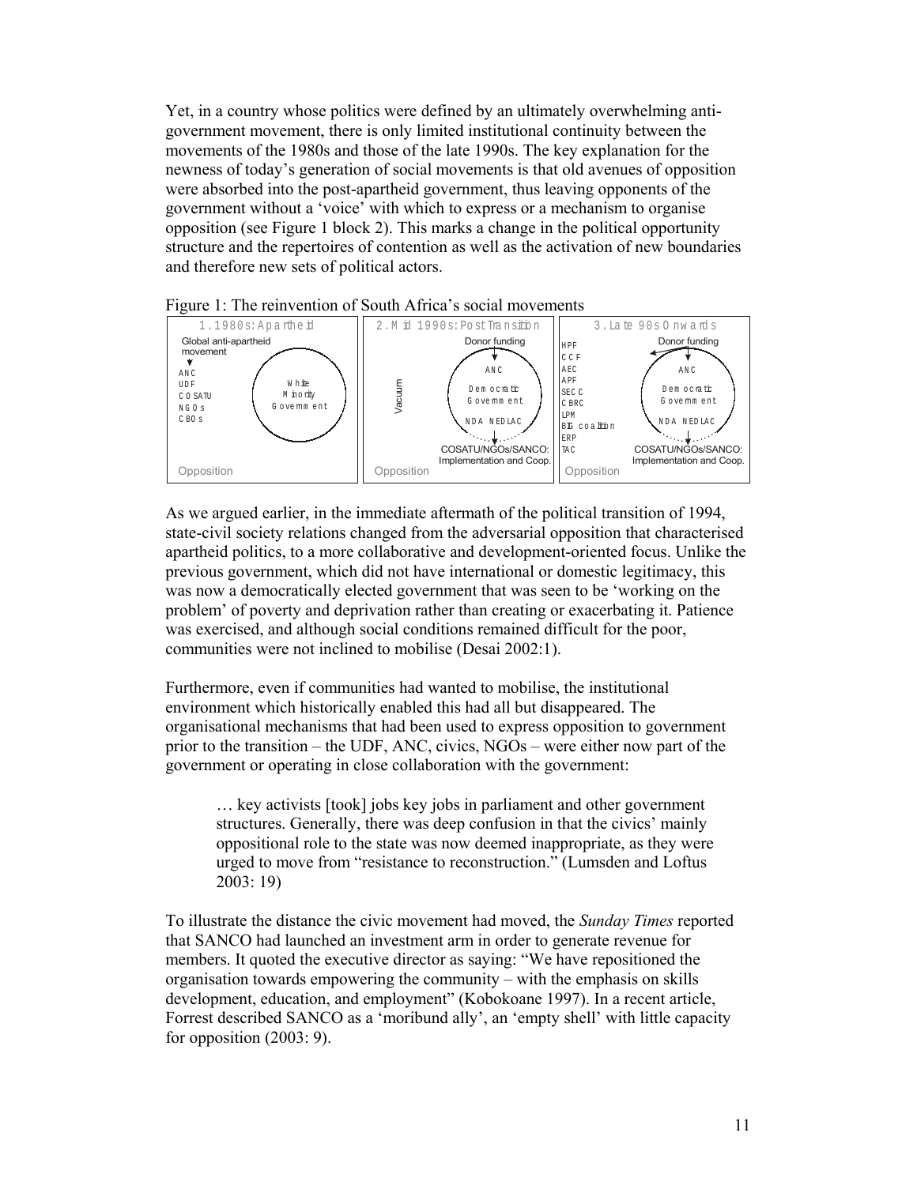Yet, in a country whose politics were defined by an ultimately overwhelming anti-government movement, there is only limited institutional continuity between the movements of the 1980s and those of the late 1990s. The key explanation for the newness of today's generation of social movements is that old avenues of opposition were absorbed into the post-apartheid government, thus leaving opponents of the government without a 'voice' with which to express or a mechanism to organise opposition (see Figure 1 block 2). This marks a change in the political opportunity structure and the repertoires of contention as well as the activation of new boundaries and therefore new sets of political actors.

Figure 1: The reinvention of South Africa's social movements

As we argued earlier, in the immediate aftermath of the political transition of 1994, state-civil society relations changed from the adversarial opposition that characterised apartheid politics, to a more collaborative and development-oriented focus. Unlike the previous government, which did not have international or domestic legitimacy, this was now a democratically elected government that was seen to be 'working on the problem' of poverty and deprivation rather than creating or exacerbating it. Patience was exercised, and although social conditions remained difficult for the poor, communities were not inclined to mobilise (Desai 2002:1).

Furthermore, even if communities had wanted to mobilise, the institutional environment which historically enabled this had all but disappeared. The organisational mechanisms that had been used to express opposition to government prior to the transition – the UDF, ANC, civics, NGOs – were either now part of the government or operating in close collaboration with the government:

> … key activists [took] jobs key jobs in parliament and other government structures. Generally, there was deep confusion in that the civics' mainly oppositional role to the state was now deemed inappropriate, as they were urged to move from "resistance to reconstruction." (Lumsden and Loftus 2003: 19)

To illustrate the distance the civic movement had moved, the *Sunday Times* reported that SANCO had launched an investment arm in order to generate revenue for members. It quoted the executive director as saying: "We have repositioned the organisation towards empowering the community – with the emphasis on skills development, education, and employment" (Kobokoane 1997). In a recent article, Forrest described SANCO as a 'moribund ally', an 'empty shell' with little capacity for opposition (2003: 9).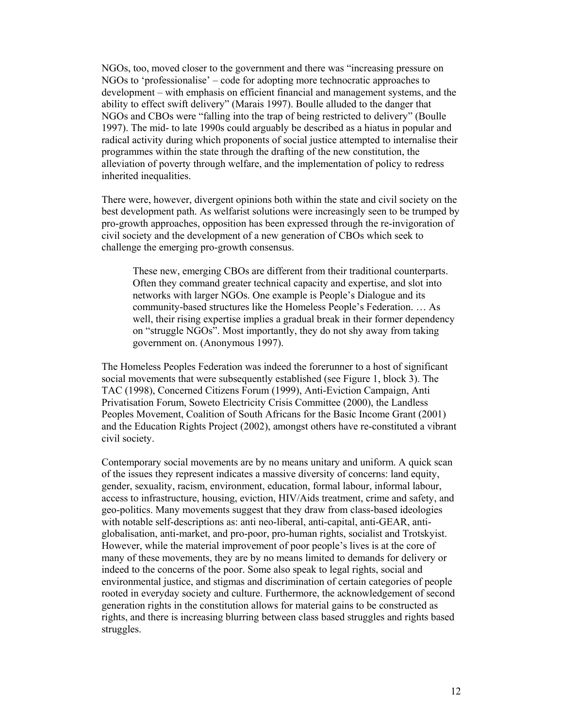NGOs, too, moved closer to the government and there was "increasing pressure on NGOs to 'professionalise' – code for adopting more technocratic approaches to development – with emphasis on efficient financial and management systems, and the ability to effect swift delivery" (Marais 1997). Boulle alluded to the danger that NGOs and CBOs were "falling into the trap of being restricted to delivery" (Boulle 1997). The mid- to late 1990s could arguably be described as a hiatus in popular and radical activity during which proponents of social justice attempted to internalise their programmes within the state through the drafting of the new constitution, the alleviation of poverty through welfare, and the implementation of policy to redress inherited inequalities.

There were, however, divergent opinions both within the state and civil society on the best development path. As welfarist solutions were increasingly seen to be trumped by pro-growth approaches, opposition has been expressed through the re-invigoration of civil society and the development of a new generation of CBOs which seek to challenge the emerging pro-growth consensus.

> These new, emerging CBOs are different from their traditional counterparts. Often they command greater technical capacity and expertise, and slot into networks with larger NGOs. One example is People's Dialogue and its community-based structures like the Homeless People's Federation. … As well, their rising expertise implies a gradual break in their former dependency on "struggle NGOs". Most importantly, they do not shy away from taking government on. (Anonymous 1997).

The Homeless Peoples Federation was indeed the forerunner to a host of significant social movements that were subsequently established (see Figure 1, block 3). The TAC (1998), Concerned Citizens Forum (1999), Anti-Eviction Campaign, Anti Privatisation Forum, Soweto Electricity Crisis Committee (2000), the Landless Peoples Movement, Coalition of South Africans for the Basic Income Grant (2001) and the Education Rights Project (2002), amongst others have re-constituted a vibrant civil society.

Contemporary social movements are by no means unitary and uniform. A quick scan of the issues they represent indicates a massive diversity of concerns: land equity, gender, sexuality, racism, environment, education, formal labour, informal labour, access to infrastructure, housing, eviction, HIV/Aids treatment, crime and safety, and geo-politics. Many movements suggest that they draw from class-based ideologies with notable self-descriptions as: anti neo-liberal, anti-capital, anti-GEAR, anti-globalisation, anti-market, and pro-poor, pro-human rights, socialist and Trotskyist. However, while the material improvement of poor people's lives is at the core of many of these movements, they are by no means limited to demands for delivery or indeed to the concerns of the poor. Some also speak to legal rights, social and environmental justice, and stigmas and discrimination of certain categories of people rooted in everyday society and culture. Furthermore, the acknowledgement of second generation rights in the constitution allows for material gains to be constructed as rights, and there is increasing blurring between class based struggles and rights based struggles.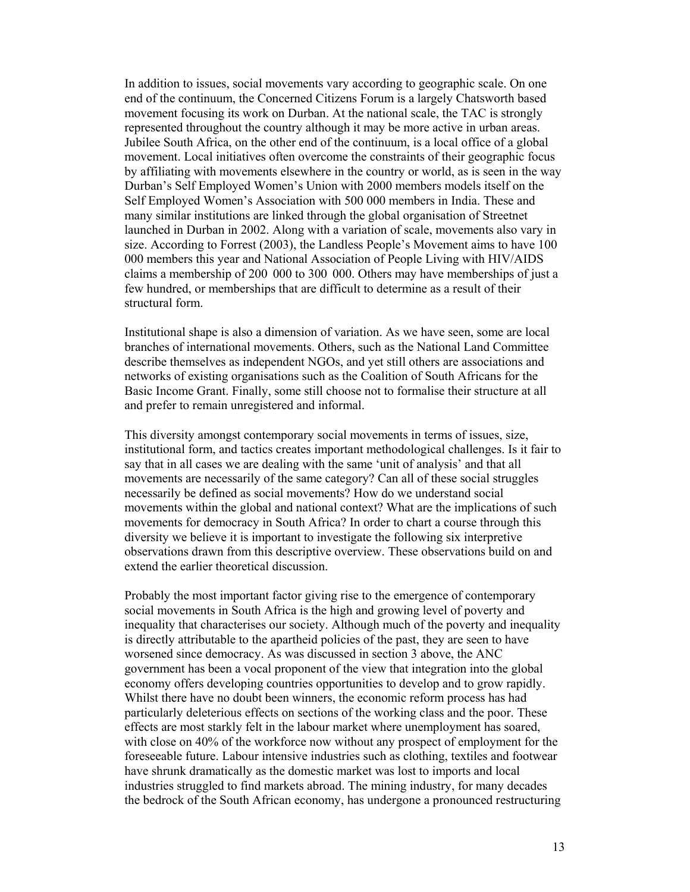In addition to issues, social movements vary according to geographic scale. On one end of the continuum, the Concerned Citizens Forum is a largely Chatsworth based movement focusing its work on Durban. At the national scale, the TAC is strongly represented throughout the country although it may be more active in urban areas. Jubilee South Africa, on the other end of the continuum, is a local office of a global movement. Local initiatives often overcome the constraints of their geographic focus by affiliating with movements elsewhere in the country or world, as is seen in the way Durban's Self Employed Women's Union with 2000 members models itself on the Self Employed Women's Association with 500 000 members in India. These and many similar institutions are linked through the global organisation of Streetnet launched in Durban in 2002. Along with a variation of scale, movements also vary in size. According to Forrest (2003), the Landless People's Movement aims to have 100 000 members this year and National Association of People Living with HIV/AIDS claims a membership of 200 000 to 300 000. Others may have memberships of just a few hundred, or memberships that are difficult to determine as a result of their structural form.

Institutional shape is also a dimension of variation. As we have seen, some are local branches of international movements. Others, such as the National Land Committee describe themselves as independent NGOs, and yet still others are associations and networks of existing organisations such as the Coalition of South Africans for the Basic Income Grant. Finally, some still choose not to formalise their structure at all and prefer to remain unregistered and informal.

This diversity amongst contemporary social movements in terms of issues, size, institutional form, and tactics creates important methodological challenges. Is it fair to say that in all cases we are dealing with the same 'unit of analysis' and that all movements are necessarily of the same category? Can all of these social struggles necessarily be defined as social movements? How do we understand social movements within the global and national context? What are the implications of such movements for democracy in South Africa? In order to chart a course through this diversity we believe it is important to investigate the following six interpretive observations drawn from this descriptive overview. These observations build on and extend the earlier theoretical discussion.

Probably the most important factor giving rise to the emergence of contemporary social movements in South Africa is the high and growing level of poverty and inequality that characterises our society. Although much of the poverty and inequality is directly attributable to the apartheid policies of the past, they are seen to have worsened since democracy. As was discussed in section 3 above, the ANC government has been a vocal proponent of the view that integration into the global economy offers developing countries opportunities to develop and to grow rapidly. Whilst there have no doubt been winners, the economic reform process has had particularly deleterious effects on sections of the working class and the poor. These effects are most starkly felt in the labour market where unemployment has soared, with close on 40% of the workforce now without any prospect of employment for the foreseeable future. Labour intensive industries such as clothing, textiles and footwear have shrunk dramatically as the domestic market was lost to imports and local industries struggled to find markets abroad. The mining industry, for many decades the bedrock of the South African economy, has undergone a pronounced restructuring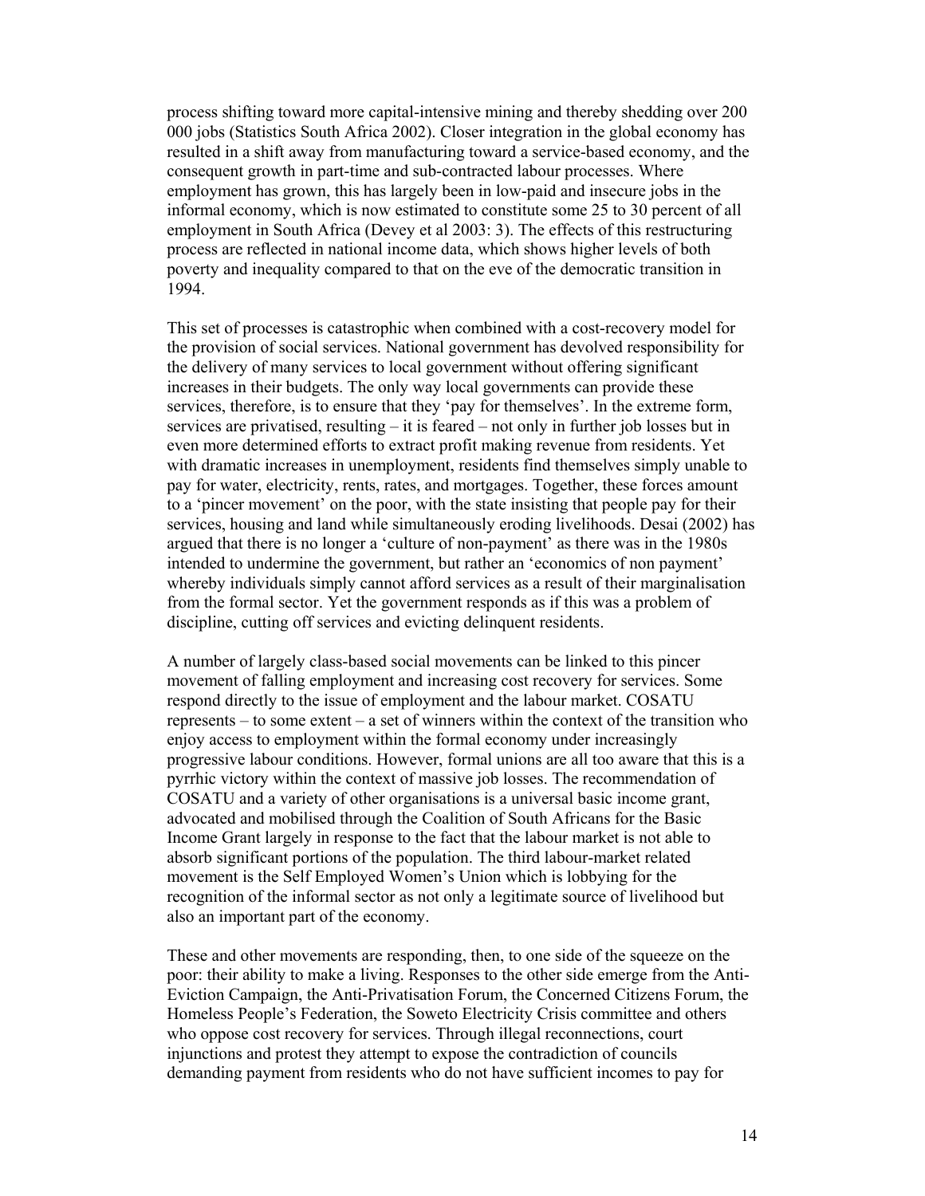process shifting toward more capital-intensive mining and thereby shedding over 200 000 jobs (Statistics South Africa 2002). Closer integration in the global economy has resulted in a shift away from manufacturing toward a service-based economy, and the consequent growth in part-time and sub-contracted labour processes. Where employment has grown, this has largely been in low-paid and insecure jobs in the informal economy, which is now estimated to constitute some 25 to 30 percent of all employment in South Africa (Devey et al 2003: 3). The effects of this restructuring process are reflected in national income data, which shows higher levels of both poverty and inequality compared to that on the eve of the democratic transition in 1994.

This set of processes is catastrophic when combined with a cost-recovery model for the provision of social services. National government has devolved responsibility for the delivery of many services to local government without offering significant increases in their budgets. The only way local governments can provide these services, therefore, is to ensure that they 'pay for themselves'. In the extreme form, services are privatised, resulting – it is feared – not only in further job losses but in even more determined efforts to extract profit making revenue from residents. Yet with dramatic increases in unemployment, residents find themselves simply unable to pay for water, electricity, rents, rates, and mortgages. Together, these forces amount to a 'pincer movement' on the poor, with the state insisting that people pay for their services, housing and land while simultaneously eroding livelihoods. Desai (2002) has argued that there is no longer a 'culture of non-payment' as there was in the 1980s intended to undermine the government, but rather an 'economics of non payment' whereby individuals simply cannot afford services as a result of their marginalisation from the formal sector. Yet the government responds as if this was a problem of discipline, cutting off services and evicting delinquent residents.

A number of largely class-based social movements can be linked to this pincer movement of falling employment and increasing cost recovery for services. Some respond directly to the issue of employment and the labour market. COSATU represents – to some extent – a set of winners within the context of the transition who enjoy access to employment within the formal economy under increasingly progressive labour conditions. However, formal unions are all too aware that this is a pyrrhic victory within the context of massive job losses. The recommendation of COSATU and a variety of other organisations is a universal basic income grant, advocated and mobilised through the Coalition of South Africans for the Basic Income Grant largely in response to the fact that the labour market is not able to absorb significant portions of the population. The third labour-market related movement is the Self Employed Women's Union which is lobbying for the recognition of the informal sector as not only a legitimate source of livelihood but also an important part of the economy.

These and other movements are responding, then, to one side of the squeeze on the poor: their ability to make a living. Responses to the other side emerge from the Anti-Eviction Campaign, the Anti-Privatisation Forum, the Concerned Citizens Forum, the Homeless People's Federation, the Soweto Electricity Crisis committee and others who oppose cost recovery for services. Through illegal reconnections, court injunctions and protest they attempt to expose the contradiction of councils demanding payment from residents who do not have sufficient incomes to pay for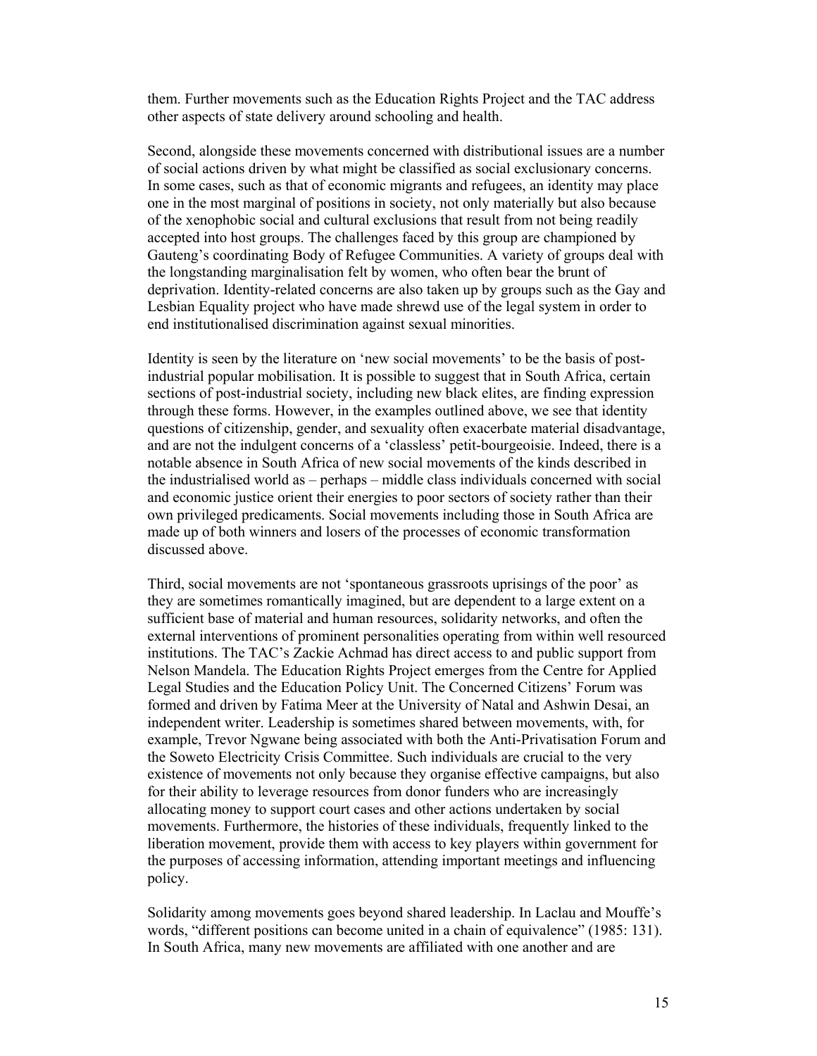them. Further movements such as the Education Rights Project and the TAC address other aspects of state delivery around schooling and health.

Second, alongside these movements concerned with distributional issues are a number of social actions driven by what might be classified as social exclusionary concerns. In some cases, such as that of economic migrants and refugees, an identity may place one in the most marginal of positions in society, not only materially but also because of the xenophobic social and cultural exclusions that result from not being readily accepted into host groups. The challenges faced by this group are championed by Gauteng's coordinating Body of Refugee Communities. A variety of groups deal with the longstanding marginalisation felt by women, who often bear the brunt of deprivation. Identity-related concerns are also taken up by groups such as the Gay and Lesbian Equality project who have made shrewd use of the legal system in order to end institutionalised discrimination against sexual minorities.

Identity is seen by the literature on 'new social movements' to be the basis of post-industrial popular mobilisation. It is possible to suggest that in South Africa, certain sections of post-industrial society, including new black elites, are finding expression through these forms. However, in the examples outlined above, we see that identity questions of citizenship, gender, and sexuality often exacerbate material disadvantage, and are not the indulgent concerns of a 'classless' petit-bourgeoisie. Indeed, there is a notable absence in South Africa of new social movements of the kinds described in the industrialised world as – perhaps – middle class individuals concerned with social and economic justice orient their energies to poor sectors of society rather than their own privileged predicaments. Social movements including those in South Africa are made up of both winners and losers of the processes of economic transformation discussed above.

Third, social movements are not 'spontaneous grassroots uprisings of the poor' as they are sometimes romantically imagined, but are dependent to a large extent on a sufficient base of material and human resources, solidarity networks, and often the external interventions of prominent personalities operating from within well resourced institutions. The TAC's Zackie Achmad has direct access to and public support from Nelson Mandela. The Education Rights Project emerges from the Centre for Applied Legal Studies and the Education Policy Unit. The Concerned Citizens' Forum was formed and driven by Fatima Meer at the University of Natal and Ashwin Desai, an independent writer. Leadership is sometimes shared between movements, with, for example, Trevor Ngwane being associated with both the Anti-Privatisation Forum and the Soweto Electricity Crisis Committee. Such individuals are crucial to the very existence of movements not only because they organise effective campaigns, but also for their ability to leverage resources from donor funders who are increasingly allocating money to support court cases and other actions undertaken by social movements. Furthermore, the histories of these individuals, frequently linked to the liberation movement, provide them with access to key players within government for the purposes of accessing information, attending important meetings and influencing policy.

Solidarity among movements goes beyond shared leadership. In Laclau and Mouffe's words, "different positions can become united in a chain of equivalence" (1985: 131). In South Africa, many new movements are affiliated with one another and are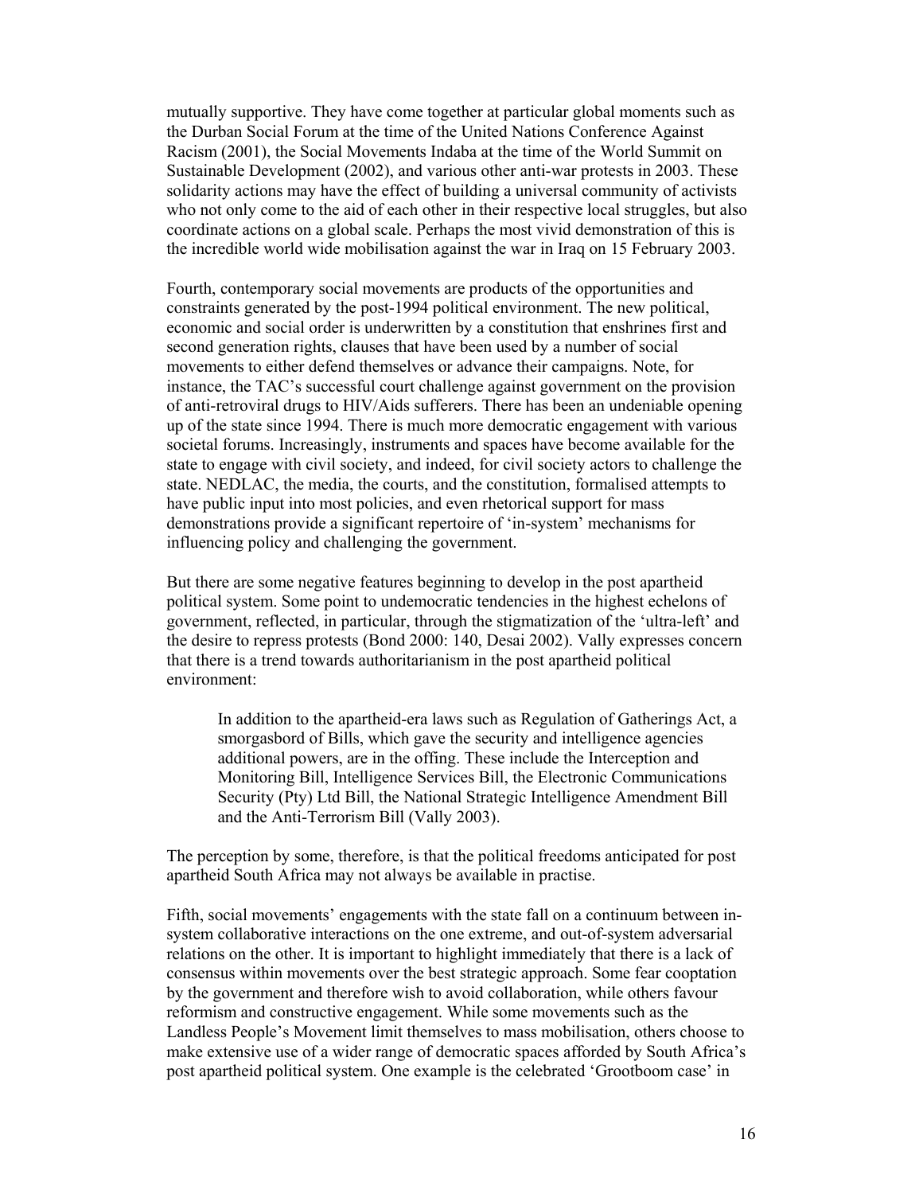mutually supportive. They have come together at particular global moments such as the Durban Social Forum at the time of the United Nations Conference Against Racism (2001), the Social Movements Indaba at the time of the World Summit on Sustainable Development (2002), and various other anti-war protests in 2003. These solidarity actions may have the effect of building a universal community of activists who not only come to the aid of each other in their respective local struggles, but also coordinate actions on a global scale. Perhaps the most vivid demonstration of this is the incredible world wide mobilisation against the war in Iraq on 15 February 2003.

Fourth, contemporary social movements are products of the opportunities and constraints generated by the post-1994 political environment. The new political, economic and social order is underwritten by a constitution that enshrines first and second generation rights, clauses that have been used by a number of social movements to either defend themselves or advance their campaigns. Note, for instance, the TAC's successful court challenge against government on the provision of anti-retroviral drugs to HIV/Aids sufferers. There has been an undeniable opening up of the state since 1994. There is much more democratic engagement with various societal forums. Increasingly, instruments and spaces have become available for the state to engage with civil society, and indeed, for civil society actors to challenge the state. NEDLAC, the media, the courts, and the constitution, formalised attempts to have public input into most policies, and even rhetorical support for mass demonstrations provide a significant repertoire of 'in-system' mechanisms for influencing policy and challenging the government.

But there are some negative features beginning to develop in the post apartheid political system. Some point to undemocratic tendencies in the highest echelons of government, reflected, in particular, through the stigmatization of the 'ultra-left' and the desire to repress protests (Bond 2000: 140, Desai 2002). Vally expresses concern that there is a trend towards authoritarianism in the post apartheid political environment:

> In addition to the apartheid-era laws such as Regulation of Gatherings Act, a smorgasbord of Bills, which gave the security and intelligence agencies additional powers, are in the offing. These include the Interception and Monitoring Bill, Intelligence Services Bill, the Electronic Communications Security (Pty) Ltd Bill, the National Strategic Intelligence Amendment Bill and the Anti-Terrorism Bill (Vally 2003).

The perception by some, therefore, is that the political freedoms anticipated for post apartheid South Africa may not always be available in practise.

Fifth, social movements' engagements with the state fall on a continuum between in-system collaborative interactions on the one extreme, and out-of-system adversarial relations on the other. It is important to highlight immediately that there is a lack of consensus within movements over the best strategic approach. Some fear cooptation by the government and therefore wish to avoid collaboration, while others favour reformism and constructive engagement. While some movements such as the Landless People's Movement limit themselves to mass mobilisation, others choose to make extensive use of a wider range of democratic spaces afforded by South Africa's post apartheid political system. One example is the celebrated 'Grootboom case' in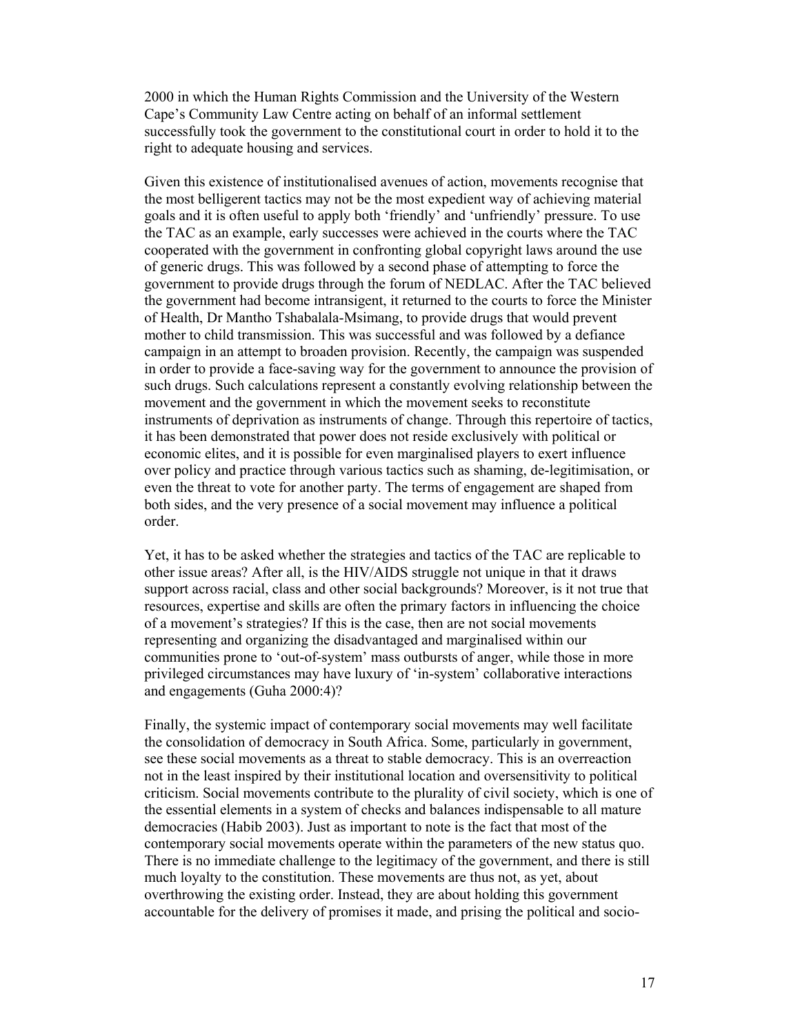2000 in which the Human Rights Commission and the University of the Western Cape's Community Law Centre acting on behalf of an informal settlement successfully took the government to the constitutional court in order to hold it to the right to adequate housing and services.

Given this existence of institutionalised avenues of action, movements recognise that the most belligerent tactics may not be the most expedient way of achieving material goals and it is often useful to apply both 'friendly' and 'unfriendly' pressure. To use the TAC as an example, early successes were achieved in the courts where the TAC cooperated with the government in confronting global copyright laws around the use of generic drugs. This was followed by a second phase of attempting to force the government to provide drugs through the forum of NEDLAC. After the TAC believed the government had become intransigent, it returned to the courts to force the Minister of Health, Dr Mantho Tshabalala-Msimang, to provide drugs that would prevent mother to child transmission. This was successful and was followed by a defiance campaign in an attempt to broaden provision. Recently, the campaign was suspended in order to provide a face-saving way for the government to announce the provision of such drugs. Such calculations represent a constantly evolving relationship between the movement and the government in which the movement seeks to reconstitute instruments of deprivation as instruments of change. Through this repertoire of tactics, it has been demonstrated that power does not reside exclusively with political or economic elites, and it is possible for even marginalised players to exert influence over policy and practice through various tactics such as shaming, de-legitimisation, or even the threat to vote for another party. The terms of engagement are shaped from both sides, and the very presence of a social movement may influence a political order.

Yet, it has to be asked whether the strategies and tactics of the TAC are replicable to other issue areas? After all, is the HIV/AIDS struggle not unique in that it draws support across racial, class and other social backgrounds? Moreover, is it not true that resources, expertise and skills are often the primary factors in influencing the choice of a movement's strategies? If this is the case, then are not social movements representing and organizing the disadvantaged and marginalised within our communities prone to 'out-of-system' mass outbursts of anger, while those in more privileged circumstances may have luxury of 'in-system' collaborative interactions and engagements (Guha 2000:4)?

Finally, the systemic impact of contemporary social movements may well facilitate the consolidation of democracy in South Africa. Some, particularly in government, see these social movements as a threat to stable democracy. This is an overreaction not in the least inspired by their institutional location and oversensitivity to political criticism. Social movements contribute to the plurality of civil society, which is one of the essential elements in a system of checks and balances indispensable to all mature democracies (Habib 2003). Just as important to note is the fact that most of the contemporary social movements operate within the parameters of the new status quo. There is no immediate challenge to the legitimacy of the government, and there is still much loyalty to the constitution. These movements are thus not, as yet, about overthrowing the existing order. Instead, they are about holding this government accountable for the delivery of promises it made, and prising the political and socio-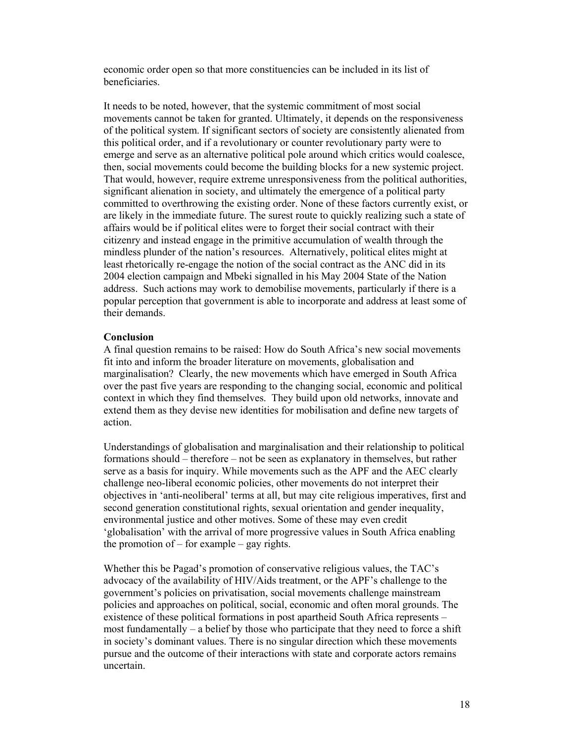economic order open so that more constituencies can be included in its list of beneficiaries.

It needs to be noted, however, that the systemic commitment of most social movements cannot be taken for granted. Ultimately, it depends on the responsiveness of the political system. If significant sectors of society are consistently alienated from this political order, and if a revolutionary or counter revolutionary party were to emerge and serve as an alternative political pole around which critics would coalesce, then, social movements could become the building blocks for a new systemic project. That would, however, require extreme unresponsiveness from the political authorities, significant alienation in society, and ultimately the emergence of a political party committed to overthrowing the existing order. None of these factors currently exist, or are likely in the immediate future. The surest route to quickly realizing such a state of affairs would be if political elites were to forget their social contract with their citizenry and instead engage in the primitive accumulation of wealth through the mindless plunder of the nation's resources. Alternatively, political elites might at least rhetorically re-engage the notion of the social contract as the ANC did in its 2004 election campaign and Mbeki signalled in his May 2004 State of the Nation address. Such actions may work to demobilise movements, particularly if there is a popular perception that government is able to incorporate and address at least some of their demands.

**Conclusion**

A final question remains to be raised: How do South Africa's new social movements fit into and inform the broader literature on movements, globalisation and marginalisation? Clearly, the new movements which have emerged in South Africa over the past five years are responding to the changing social, economic and political context in which they find themselves. They build upon old networks, innovate and extend them as they devise new identities for mobilisation and define new targets of action.

Understandings of globalisation and marginalisation and their relationship to political formations should – therefore – not be seen as explanatory in themselves, but rather serve as a basis for inquiry. While movements such as the APF and the AEC clearly challenge neo-liberal economic policies, other movements do not interpret their objectives in 'anti-neoliberal' terms at all, but may cite religious imperatives, first and second generation constitutional rights, sexual orientation and gender inequality, environmental justice and other motives. Some of these may even credit 'globalisation' with the arrival of more progressive values in South Africa enabling the promotion of – for example – gay rights.

Whether this be Pagad's promotion of conservative religious values, the TAC's advocacy of the availability of HIV/Aids treatment, or the APF's challenge to the government's policies on privatisation, social movements challenge mainstream policies and approaches on political, social, economic and often moral grounds. The existence of these political formations in post apartheid South Africa represents – most fundamentally – a belief by those who participate that they need to force a shift in society's dominant values. There is no singular direction which these movements pursue and the outcome of their interactions with state and corporate actors remains uncertain.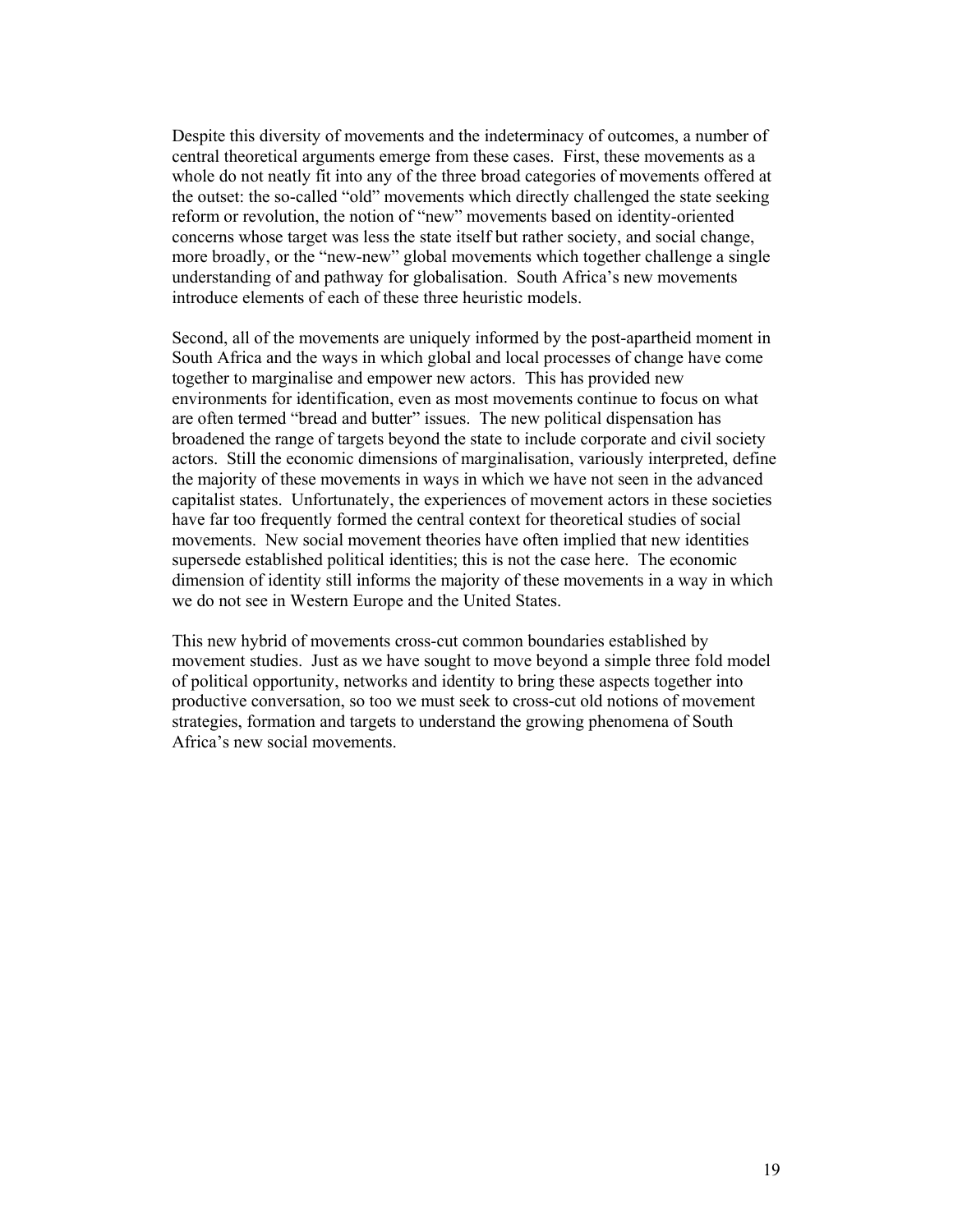Despite this diversity of movements and the indeterminacy of outcomes, a number of central theoretical arguments emerge from these cases. First, these movements as a whole do not neatly fit into any of the three broad categories of movements offered at the outset: the so-called "old" movements which directly challenged the state seeking reform or revolution, the notion of "new" movements based on identity-oriented concerns whose target was less the state itself but rather society, and social change, more broadly, or the "new-new" global movements which together challenge a single understanding of and pathway for globalisation. South Africa's new movements introduce elements of each of these three heuristic models.

Second, all of the movements are uniquely informed by the post-apartheid moment in South Africa and the ways in which global and local processes of change have come together to marginalise and empower new actors. This has provided new environments for identification, even as most movements continue to focus on what are often termed "bread and butter" issues. The new political dispensation has broadened the range of targets beyond the state to include corporate and civil society actors. Still the economic dimensions of marginalisation, variously interpreted, define the majority of these movements in ways in which we have not seen in the advanced capitalist states. Unfortunately, the experiences of movement actors in these societies have far too frequently formed the central context for theoretical studies of social movements. New social movement theories have often implied that new identities supersede established political identities; this is not the case here. The economic dimension of identity still informs the majority of these movements in a way in which we do not see in Western Europe and the United States.

This new hybrid of movements cross-cut common boundaries established by movement studies. Just as we have sought to move beyond a simple three fold model of political opportunity, networks and identity to bring these aspects together into productive conversation, so too we must seek to cross-cut old notions of movement strategies, formation and targets to understand the growing phenomena of South Africa's new social movements.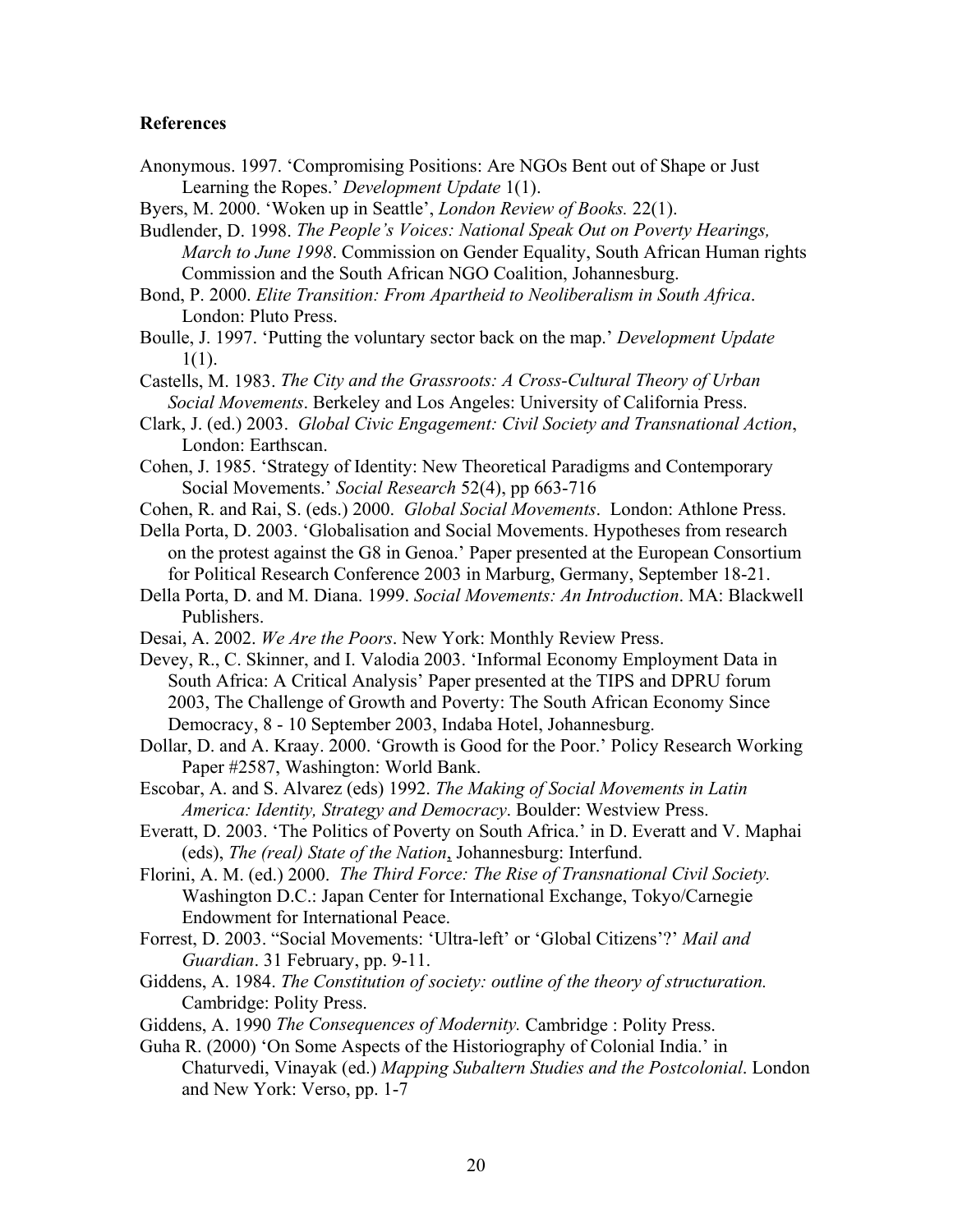**References**

Anonymous. 1997. 'Compromising Positions: Are NGOs Bent out of Shape or Just Learning the Ropes.' *Development Update* 1(1).

Byers, M. 2000. 'Woken up in Seattle', *London Review of Books.* 22(1).

Budlender, D. 1998. *The People's Voices: National Speak Out on Poverty Hearings, March to June 1998*. Commission on Gender Equality, South African Human rights Commission and the South African NGO Coalition, Johannesburg.

Bond, P. 2000. *Elite Transition: From Apartheid to Neoliberalism in South Africa*. London: Pluto Press.

Boulle, J. 1997. 'Putting the voluntary sector back on the map.' *Development Update* 1(1).

Castells, M. 1983. *The City and the Grassroots: A Cross-Cultural Theory of Urban Social Movements*. Berkeley and Los Angeles: University of California Press.

Clark, J. (ed.) 2003. *Global Civic Engagement: Civil Society and Transnational Action*, London: Earthscan.

Cohen, J. 1985. 'Strategy of Identity: New Theoretical Paradigms and Contemporary Social Movements.' *Social Research* 52(4), pp 663-716

Cohen, R. and Rai, S. (eds.) 2000. *Global Social Movements*. London: Athlone Press.

Della Porta, D. 2003. 'Globalisation and Social Movements. Hypotheses from research on the protest against the G8 in Genoa.' Paper presented at the European Consortium for Political Research Conference 2003 in Marburg, Germany, September 18-21.

Della Porta, D. and M. Diana. 1999. *Social Movements: An Introduction*. MA: Blackwell Publishers.

Desai, A. 2002. *We Are the Poors*. New York: Monthly Review Press.

Devey, R., C. Skinner, and I. Valodia 2003. 'Informal Economy Employment Data in South Africa: A Critical Analysis' Paper presented at the TIPS and DPRU forum 2003, The Challenge of Growth and Poverty: The South African Economy Since Democracy, 8 - 10 September 2003, Indaba Hotel, Johannesburg.

Dollar, D. and A. Kraay. 2000. 'Growth is Good for the Poor.' Policy Research Working Paper #2587, Washington: World Bank.

Escobar, A. and S. Alvarez (eds) 1992. *The Making of Social Movements in Latin America: Identity, Strategy and Democracy*. Boulder: Westview Press.

Everatt, D. 2003. 'The Politics of Poverty on South Africa.' in D. Everatt and V. Maphai (eds), *The (real) State of the Nation*, Johannesburg: Interfund.

Florini, A. M. (ed.) 2000. *The Third Force: The Rise of Transnational Civil Society.* Washington D.C.: Japan Center for International Exchange, Tokyo/Carnegie Endowment for International Peace.

Forrest, D. 2003. "Social Movements: 'Ultra-left' or 'Global Citizens'?' *Mail and Guardian*. 31 February, pp. 9-11.

Giddens, A. 1984. *The Constitution of society: outline of the theory of structuration.* Cambridge: Polity Press.

Giddens, A. 1990 *The Consequences of Modernity.* Cambridge : Polity Press.

Guha R. (2000) 'On Some Aspects of the Historiography of Colonial India.' in Chaturvedi, Vinayak (ed.) *Mapping Subaltern Studies and the Postcolonial*. London and New York: Verso, pp. 1-7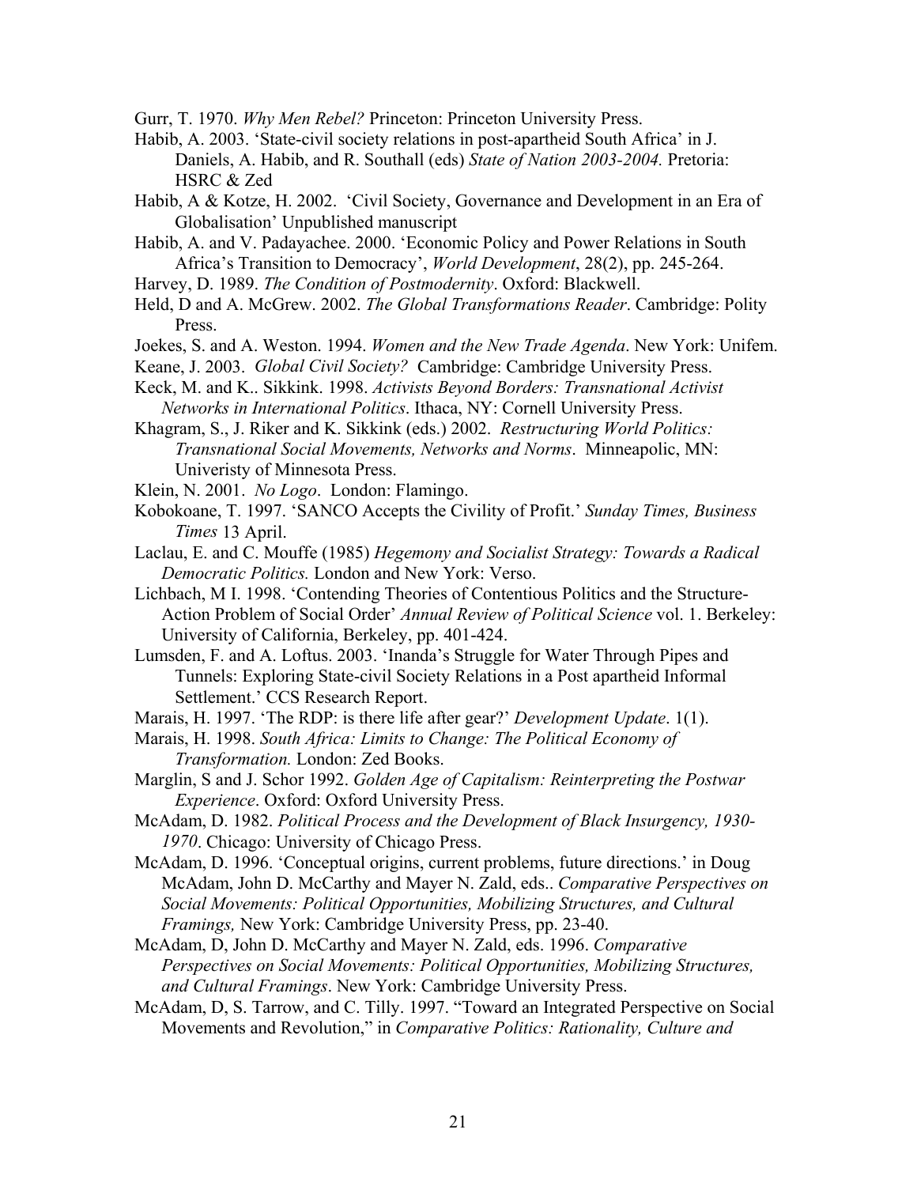Gurr, T. 1970. *Why Men Rebel?* Princeton: Princeton University Press.

Habib, A. 2003. 'State-civil society relations in post-apartheid South Africa' in J. Daniels, A. Habib, and R. Southall (eds) *State of Nation 2003-2004.* Pretoria: HSRC & Zed

Habib, A & Kotze, H. 2002. 'Civil Society, Governance and Development in an Era of Globalisation' Unpublished manuscript

Habib, A. and V. Padayachee. 2000. 'Economic Policy and Power Relations in South Africa's Transition to Democracy', *World Development*, 28(2), pp. 245-264.

Harvey, D. 1989. *The Condition of Postmodernity*. Oxford: Blackwell.

Held, D and A. McGrew. 2002. *The Global Transformations Reader*. Cambridge: Polity Press.

Joekes, S. and A. Weston. 1994. *Women and the New Trade Agenda*. New York: Unifem.

Keane, J. 2003. *Global Civil Society?* Cambridge: Cambridge University Press.

Keck, M. and K.. Sikkink. 1998. *Activists Beyond Borders: Transnational Activist Networks in International Politics*. Ithaca, NY: Cornell University Press.

Khagram, S., J. Riker and K. Sikkink (eds.) 2002. *Restructuring World Politics: Transnational Social Movements, Networks and Norms*. Minneapolic, MN: Univeristy of Minnesota Press.

Klein, N. 2001. *No Logo*. London: Flamingo.

Kobokoane, T. 1997. 'SANCO Accepts the Civility of Profit.' *Sunday Times, Business Times* 13 April.

Laclau, E. and C. Mouffe (1985) *Hegemony and Socialist Strategy: Towards a Radical Democratic Politics.* London and New York: Verso.

Lichbach, M I. 1998. 'Contending Theories of Contentious Politics and the Structure-Action Problem of Social Order' *Annual Review of Political Science* vol. 1. Berkeley: University of California, Berkeley, pp. 401-424.

Lumsden, F. and A. Loftus. 2003. 'Inanda's Struggle for Water Through Pipes and Tunnels: Exploring State-civil Society Relations in a Post apartheid Informal Settlement.' CCS Research Report.

Marais, H. 1997. 'The RDP: is there life after gear?' *Development Update*. 1(1).

Marais, H. 1998. *South Africa: Limits to Change: The Political Economy of Transformation.* London: Zed Books.

Marglin, S and J. Schor 1992. *Golden Age of Capitalism: Reinterpreting the Postwar Experience*. Oxford: Oxford University Press.

McAdam, D. 1982. *Political Process and the Development of Black Insurgency, 1930-1970*. Chicago: University of Chicago Press.

McAdam, D. 1996. 'Conceptual origins, current problems, future directions.' in Doug McAdam, John D. McCarthy and Mayer N. Zald, eds.. *Comparative Perspectives on Social Movements: Political Opportunities, Mobilizing Structures, and Cultural Framings,* New York: Cambridge University Press, pp. 23-40.

McAdam, D, John D. McCarthy and Mayer N. Zald, eds. 1996. *Comparative Perspectives on Social Movements: Political Opportunities, Mobilizing Structures, and Cultural Framings*. New York: Cambridge University Press.

McAdam, D, S. Tarrow, and C. Tilly. 1997. "Toward an Integrated Perspective on Social Movements and Revolution," in *Comparative Politics: Rationality, Culture and*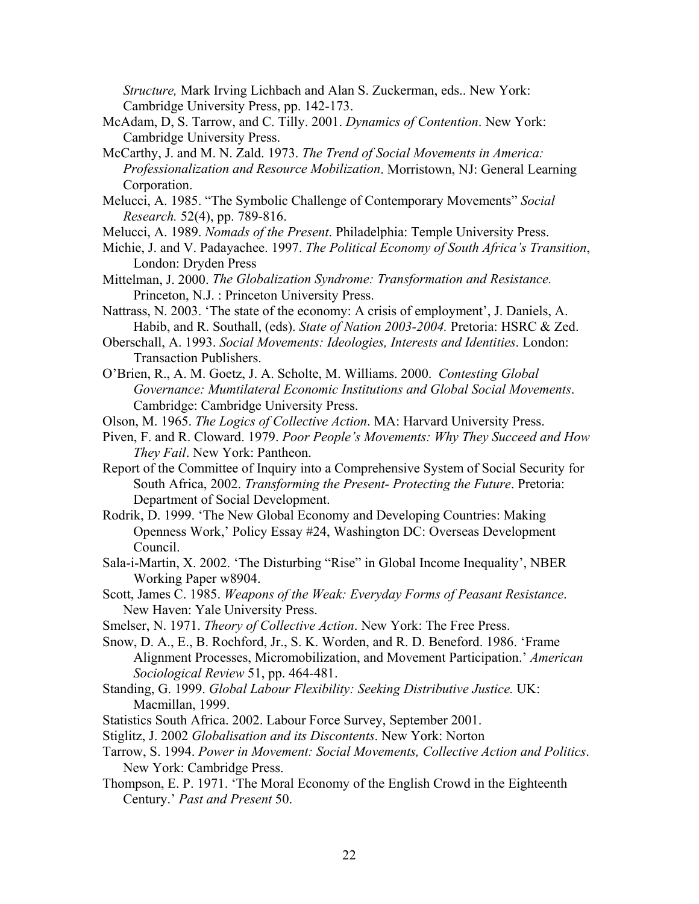*Structure,* Mark Irving Lichbach and Alan S. Zuckerman, eds.. New York: Cambridge University Press, pp. 142-173.

McAdam, D, S. Tarrow, and C. Tilly. 2001. *Dynamics of Contention*. New York: Cambridge University Press.

McCarthy, J. and M. N. Zald. 1973. *The Trend of Social Movements in America: Professionalization and Resource Mobilization*. Morristown, NJ: General Learning Corporation.

Melucci, A. 1985. "The Symbolic Challenge of Contemporary Movements" *Social Research.* 52(4), pp. 789-816.

Melucci, A. 1989. *Nomads of the Present*. Philadelphia: Temple University Press.

Michie, J. and V. Padayachee. 1997. *The Political Economy of South Africa's Transition*, London: Dryden Press

Mittelman, J. 2000. *The Globalization Syndrome: Transformation and Resistance.* Princeton, N.J. : Princeton University Press.

Nattrass, N. 2003. 'The state of the economy: A crisis of employment', J. Daniels, A. Habib, and R. Southall, (eds). *State of Nation 2003-2004.* Pretoria: HSRC & Zed.

Oberschall, A. 1993. *Social Movements: Ideologies, Interests and Identities*. London: Transaction Publishers.

O'Brien, R., A. M. Goetz, J. A. Scholte, M. Williams. 2000. *Contesting Global Governance: Mumtilateral Economic Institutions and Global Social Movements*. Cambridge: Cambridge University Press.

Olson, M. 1965. *The Logics of Collective Action*. MA: Harvard University Press.

Piven, F. and R. Cloward. 1979. *Poor People's Movements: Why They Succeed and How They Fail*. New York: Pantheon.

Report of the Committee of Inquiry into a Comprehensive System of Social Security for South Africa, 2002. *Transforming the Present- Protecting the Future*. Pretoria: Department of Social Development.

Rodrik, D. 1999. 'The New Global Economy and Developing Countries: Making Openness Work,' Policy Essay #24, Washington DC: Overseas Development Council.

Sala-i-Martin, X. 2002. 'The Disturbing "Rise" in Global Income Inequality', NBER Working Paper w8904.

Scott, James C. 1985. *Weapons of the Weak: Everyday Forms of Peasant Resistance*. New Haven: Yale University Press.

Smelser, N. 1971. *Theory of Collective Action*. New York: The Free Press.

Snow, D. A., E., B. Rochford, Jr., S. K. Worden, and R. D. Beneford. 1986. 'Frame Alignment Processes, Micromobilization, and Movement Participation.' *American Sociological Review* 51, pp. 464-481.

Standing, G. 1999. *Global Labour Flexibility: Seeking Distributive Justice.* UK: Macmillan, 1999.

Statistics South Africa. 2002. Labour Force Survey, September 2001.

Stiglitz, J. 2002 *Globalisation and its Discontents*. New York: Norton

Tarrow, S. 1994. *Power in Movement: Social Movements, Collective Action and Politics*. New York: Cambridge Press.

Thompson, E. P. 1971. 'The Moral Economy of the English Crowd in the Eighteenth Century.' *Past and Present* 50.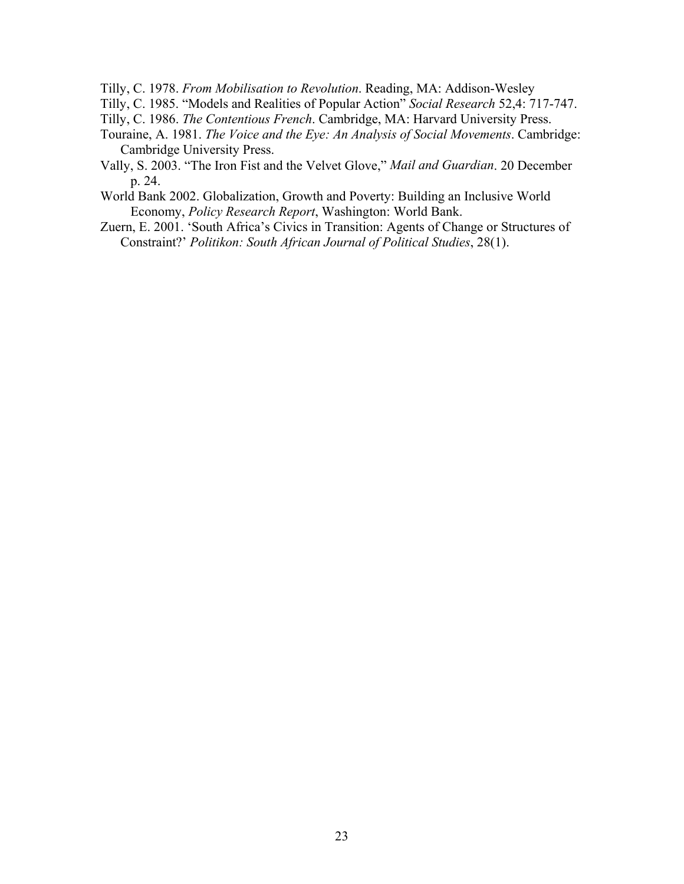Tilly, C. 1978. *From Mobilisation to Revolution*. Reading, MA: Addison-Wesley

Tilly, C. 1985. "Models and Realities of Popular Action" *Social Research* 52,4: 717-747.

Tilly, C. 1986. *The Contentious French*. Cambridge, MA: Harvard University Press.

Touraine, A. 1981. *The Voice and the Eye: An Analysis of Social Movements*. Cambridge: Cambridge University Press.

Vally, S. 2003. "The Iron Fist and the Velvet Glove," *Mail and Guardian*. 20 December p. 24.

World Bank 2002. Globalization, Growth and Poverty: Building an Inclusive World Economy, *Policy Research Report*, Washington: World Bank.

Zuern, E. 2001. 'South Africa's Civics in Transition: Agents of Change or Structures of Constraint?' *Politikon: South African Journal of Political Studies*, 28(1).